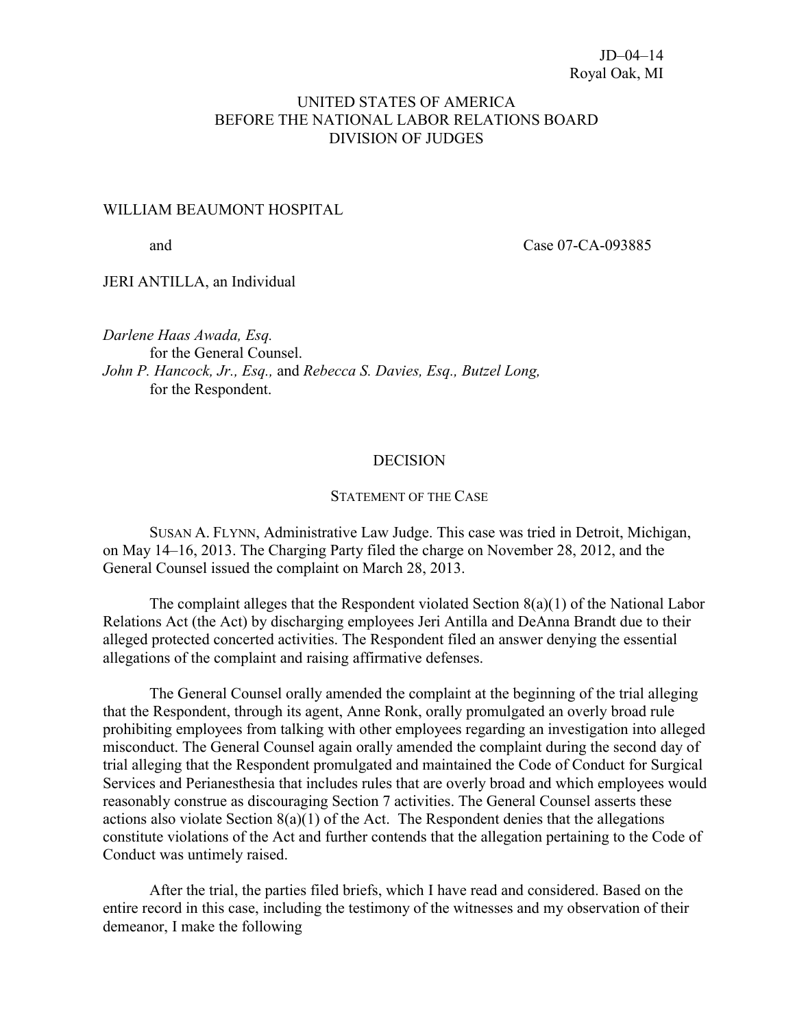JD–04–14
Royal Oak, MI

UNITED STATES OF AMERICA
BEFORE THE NATIONAL LABOR RELATIONS BOARD
DIVISION OF JUDGES

WILLIAM BEAUMONT HOSPITAL

and Case 07-CA-093885

JERI ANTILLA, an Individual

*Darlene Haas Awada, Esq.*
for the General Counsel.
*John P. Hancock, Jr., Esq.,* and *Rebecca S. Davies, Esq., Butzel Long,*
for the Respondent.

## DECISION

### STATEMENT OF THE CASE

SUSAN A. FLYNN, Administrative Law Judge. This case was tried in Detroit, Michigan, on May 14–16, 2013. The Charging Party filed the charge on November 28, 2012, and the General Counsel issued the complaint on March 28, 2013.

The complaint alleges that the Respondent violated Section 8(a)(1) of the National Labor Relations Act (the Act) by discharging employees Jeri Antilla and DeAnna Brandt due to their alleged protected concerted activities. The Respondent filed an answer denying the essential allegations of the complaint and raising affirmative defenses.

The General Counsel orally amended the complaint at the beginning of the trial alleging that the Respondent, through its agent, Anne Ronk, orally promulgated an overly broad rule prohibiting employees from talking with other employees regarding an investigation into alleged misconduct. The General Counsel again orally amended the complaint during the second day of trial alleging that the Respondent promulgated and maintained the Code of Conduct for Surgical Services and Perianesthesia that includes rules that are overly broad and which employees would reasonably construe as discouraging Section 7 activities. The General Counsel asserts these actions also violate Section 8(a)(1) of the Act. The Respondent denies that the allegations constitute violations of the Act and further contends that the allegation pertaining to the Code of Conduct was untimely raised.

After the trial, the parties filed briefs, which I have read and considered. Based on the entire record in this case, including the testimony of the witnesses and my observation of their demeanor, I make the following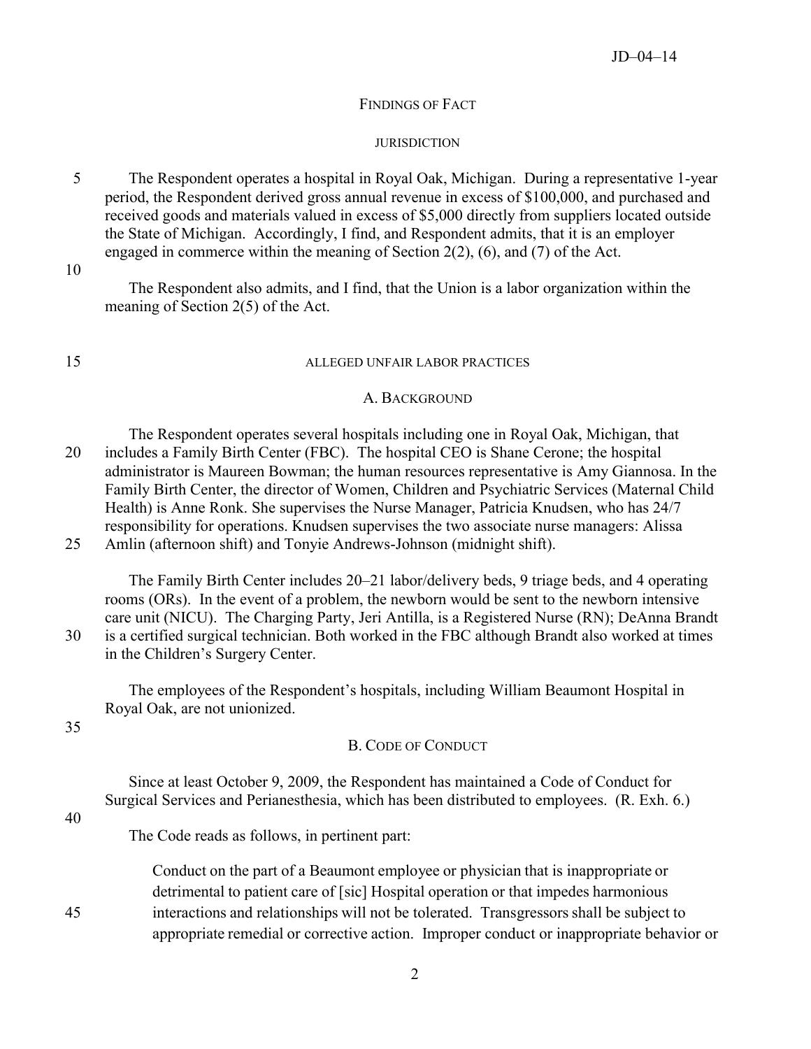## FINDINGS OF FACT

### JURISDICTION

The Respondent operates a hospital in Royal Oak, Michigan. During a representative 1-year period, the Respondent derived gross annual revenue in excess of $100,000, and purchased and received goods and materials valued in excess of $5,000 directly from suppliers located outside the State of Michigan. Accordingly, I find, and Respondent admits, that it is an employer engaged in commerce within the meaning of Section 2(2), (6), and (7) of the Act.

The Respondent also admits, and I find, that the Union is a labor organization within the meaning of Section 2(5) of the Act.

### ALLEGED UNFAIR LABOR PRACTICES

#### A. BACKGROUND

The Respondent operates several hospitals including one in Royal Oak, Michigan, that includes a Family Birth Center (FBC). The hospital CEO is Shane Cerone; the hospital administrator is Maureen Bowman; the human resources representative is Amy Giannosa. In the Family Birth Center, the director of Women, Children and Psychiatric Services (Maternal Child Health) is Anne Ronk. She supervises the Nurse Manager, Patricia Knudsen, who has 24/7 responsibility for operations. Knudsen supervises the two associate nurse managers: Alissa Amlin (afternoon shift) and Tonyie Andrews-Johnson (midnight shift).

The Family Birth Center includes 20–21 labor/delivery beds, 9 triage beds, and 4 operating rooms (ORs). In the event of a problem, the newborn would be sent to the newborn intensive care unit (NICU). The Charging Party, Jeri Antilla, is a Registered Nurse (RN); DeAnna Brandt is a certified surgical technician. Both worked in the FBC although Brandt also worked at times in the Children's Surgery Center.

The employees of the Respondent's hospitals, including William Beaumont Hospital in Royal Oak, are not unionized.

#### B. CODE OF CONDUCT

Since at least October 9, 2009, the Respondent has maintained a Code of Conduct for Surgical Services and Perianesthesia, which has been distributed to employees. (R. Exh. 6.)

The Code reads as follows, in pertinent part:

> Conduct on the part of a Beaumont employee or physician that is inappropriate or detrimental to patient care of [sic] Hospital operation or that impedes harmonious interactions and relationships will not be tolerated. Transgressors shall be subject to appropriate remedial or corrective action. Improper conduct or inappropriate behavior or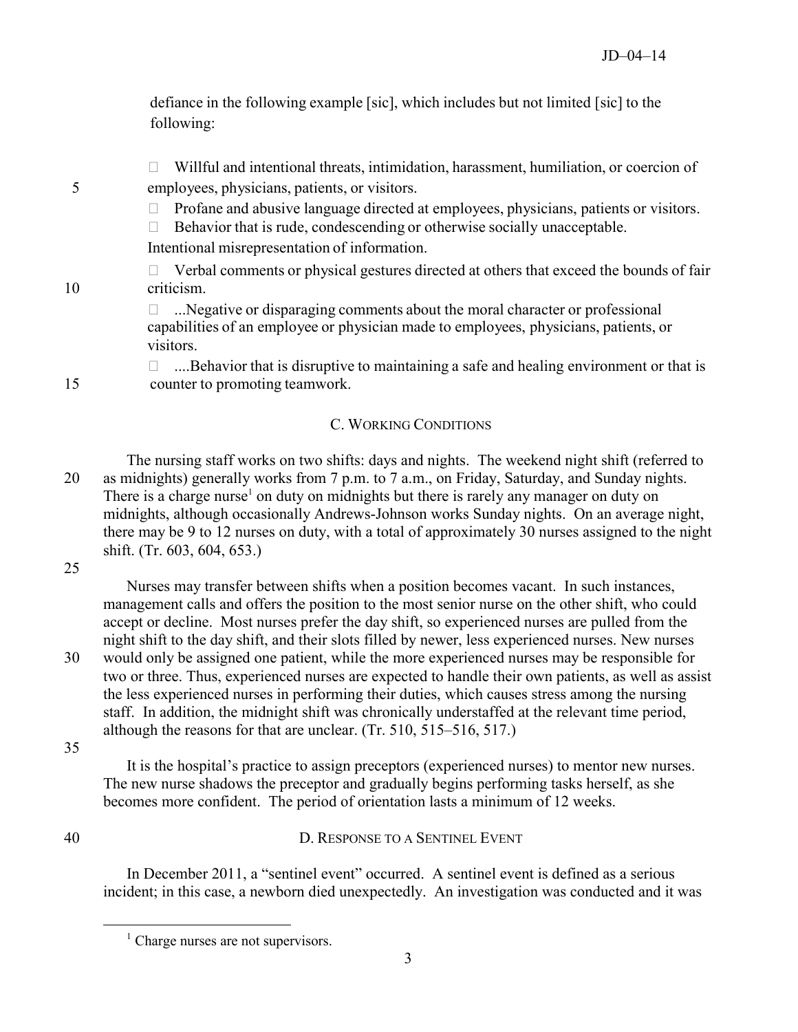defiance in the following example [sic], which includes but not limited [sic] to the following:

- Willful and intentional threats, intimidation, harassment, humiliation, or coercion of employees, physicians, patients, or visitors.
- Profane and abusive language directed at employees, physicians, patients or visitors.
- Behavior that is rude, condescending or otherwise socially unacceptable.

Intentional misrepresentation of information.

- Verbal comments or physical gestures directed at others that exceed the bounds of fair criticism.
- ...Negative or disparaging comments about the moral character or professional capabilities of an employee or physician made to employees, physicians, patients, or visitors.
- ....Behavior that is disruptive to maintaining a safe and healing environment or that is counter to promoting teamwork.

## C. Working Conditions

The nursing staff works on two shifts: days and nights. The weekend night shift (referred to as midnights) generally works from 7 p.m. to 7 a.m., on Friday, Saturday, and Sunday nights. There is a charge nurse[1] on duty on midnights but there is rarely any manager on duty on midnights, although occasionally Andrews-Johnson works Sunday nights. On an average night, there may be 9 to 12 nurses on duty, with a total of approximately 30 nurses assigned to the night shift. (Tr. 603, 604, 653.)

Nurses may transfer between shifts when a position becomes vacant. In such instances, management calls and offers the position to the most senior nurse on the other shift, who could accept or decline. Most nurses prefer the day shift, so experienced nurses are pulled from the night shift to the day shift, and their slots filled by newer, less experienced nurses. New nurses would only be assigned one patient, while the more experienced nurses may be responsible for two or three. Thus, experienced nurses are expected to handle their own patients, as well as assist the less experienced nurses in performing their duties, which causes stress among the nursing staff. In addition, the midnight shift was chronically understaffed at the relevant time period, although the reasons for that are unclear. (Tr. 510, 515–516, 517.)

It is the hospital's practice to assign preceptors (experienced nurses) to mentor new nurses. The new nurse shadows the preceptor and gradually begins performing tasks herself, as she becomes more confident. The period of orientation lasts a minimum of 12 weeks.

## D. Response to a Sentinel Event

In December 2011, a "sentinel event" occurred. A sentinel event is defined as a serious incident; in this case, a newborn died unexpectedly. An investigation was conducted and it was

[1] Charge nurses are not supervisors.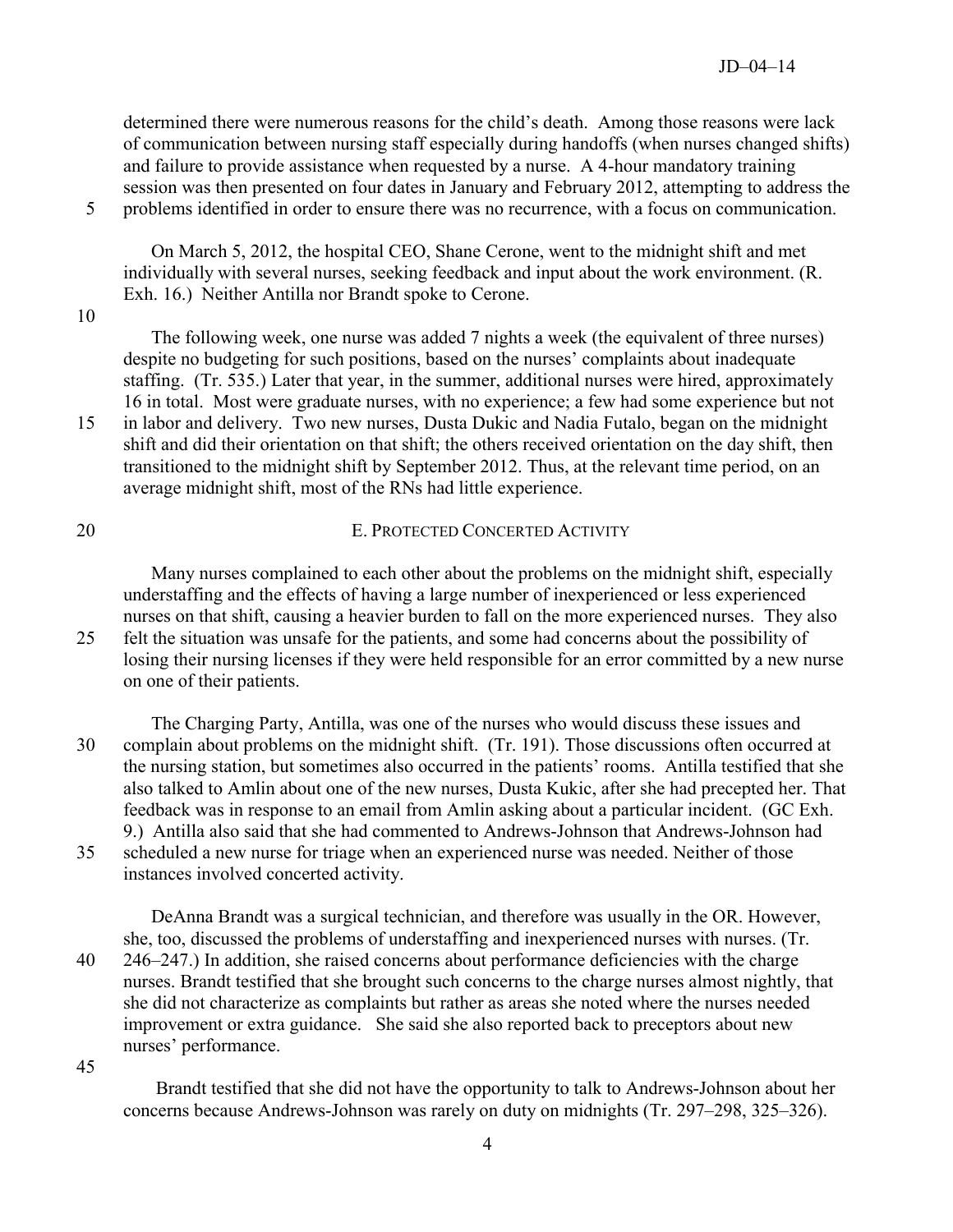determined there were numerous reasons for the child's death. Among those reasons were lack of communication between nursing staff especially during handoffs (when nurses changed shifts) and failure to provide assistance when requested by a nurse. A 4-hour mandatory training session was then presented on four dates in January and February 2012, attempting to address the problems identified in order to ensure there was no recurrence, with a focus on communication.

On March 5, 2012, the hospital CEO, Shane Cerone, went to the midnight shift and met individually with several nurses, seeking feedback and input about the work environment. (R. Exh. 16.) Neither Antilla nor Brandt spoke to Cerone.

The following week, one nurse was added 7 nights a week (the equivalent of three nurses) despite no budgeting for such positions, based on the nurses' complaints about inadequate staffing. (Tr. 535.) Later that year, in the summer, additional nurses were hired, approximately 16 in total. Most were graduate nurses, with no experience; a few had some experience but not in labor and delivery. Two new nurses, Dusta Dukic and Nadia Futalo, began on the midnight shift and did their orientation on that shift; the others received orientation on the day shift, then transitioned to the midnight shift by September 2012. Thus, at the relevant time period, on an average midnight shift, most of the RNs had little experience.

## E. Protected Concerted Activity

Many nurses complained to each other about the problems on the midnight shift, especially understaffing and the effects of having a large number of inexperienced or less experienced nurses on that shift, causing a heavier burden to fall on the more experienced nurses. They also felt the situation was unsafe for the patients, and some had concerns about the possibility of losing their nursing licenses if they were held responsible for an error committed by a new nurse on one of their patients.

The Charging Party, Antilla, was one of the nurses who would discuss these issues and complain about problems on the midnight shift. (Tr. 191). Those discussions often occurred at the nursing station, but sometimes also occurred in the patients' rooms. Antilla testified that she also talked to Amlin about one of the new nurses, Dusta Kukic, after she had precepted her. That feedback was in response to an email from Amlin asking about a particular incident. (GC Exh. 9.) Antilla also said that she had commented to Andrews-Johnson that Andrews-Johnson had scheduled a new nurse for triage when an experienced nurse was needed. Neither of those instances involved concerted activity.

DeAnna Brandt was a surgical technician, and therefore was usually in the OR. However, she, too, discussed the problems of understaffing and inexperienced nurses with nurses. (Tr. 246–247.) In addition, she raised concerns about performance deficiencies with the charge nurses. Brandt testified that she brought such concerns to the charge nurses almost nightly, that she did not characterize as complaints but rather as areas she noted where the nurses needed improvement or extra guidance. She said she also reported back to preceptors about new nurses' performance.

Brandt testified that she did not have the opportunity to talk to Andrews-Johnson about her concerns because Andrews-Johnson was rarely on duty on midnights (Tr. 297–298, 325–326).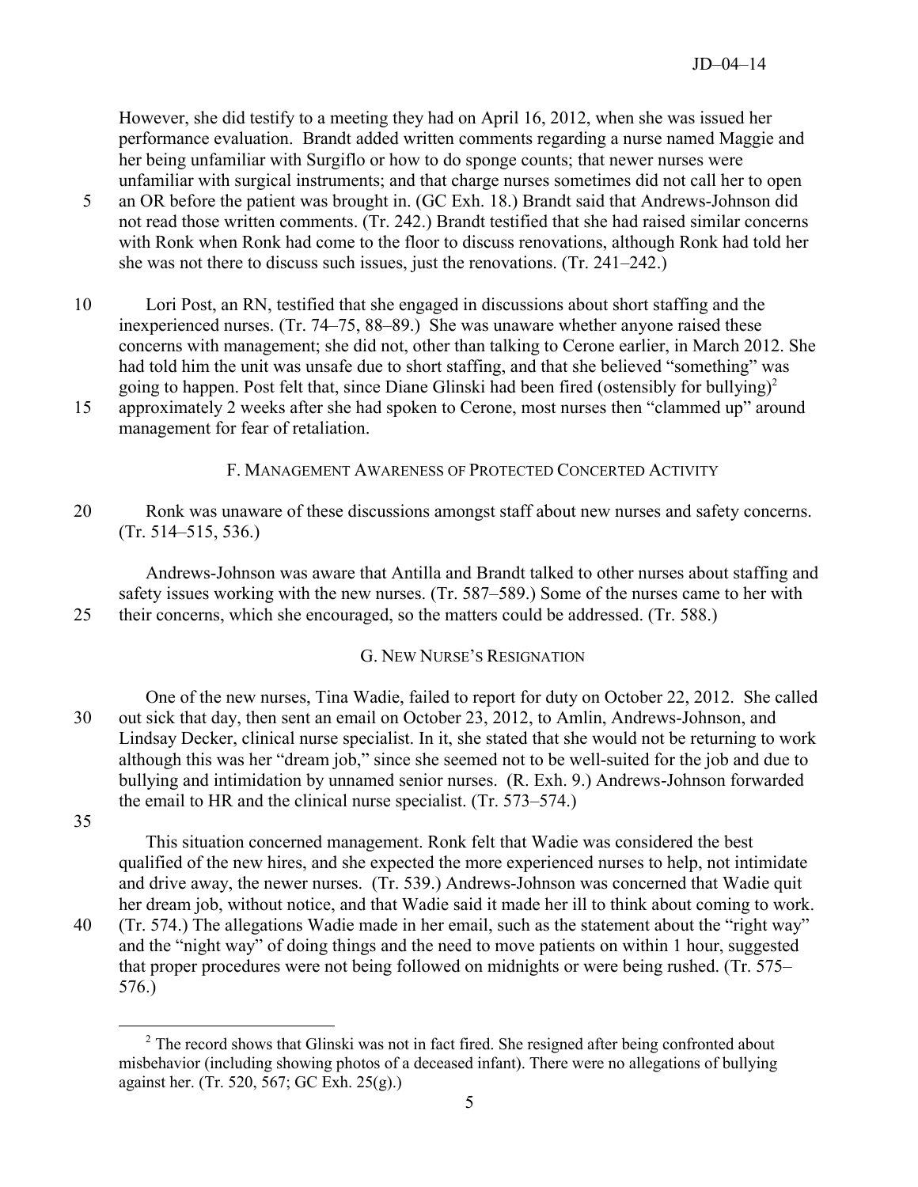However, she did testify to a meeting they had on April 16, 2012, when she was issued her performance evaluation. Brandt added written comments regarding a nurse named Maggie and her being unfamiliar with Surgiflo or how to do sponge counts; that newer nurses were unfamiliar with surgical instruments; and that charge nurses sometimes did not call her to open an OR before the patient was brought in. (GC Exh. 18.) Brandt said that Andrews-Johnson did not read those written comments. (Tr. 242.) Brandt testified that she had raised similar concerns with Ronk when Ronk had come to the floor to discuss renovations, although Ronk had told her she was not there to discuss such issues, just the renovations. (Tr. 241–242.)

Lori Post, an RN, testified that she engaged in discussions about short staffing and the inexperienced nurses. (Tr. 74–75, 88–89.) She was unaware whether anyone raised these concerns with management; she did not, other than talking to Cerone earlier, in March 2012. She had told him the unit was unsafe due to short staffing, and that she believed "something" was going to happen. Post felt that, since Diane Glinski had been fired (ostensibly for bullying)[2] approximately 2 weeks after she had spoken to Cerone, most nurses then "clammed up" around management for fear of retaliation.

### F. Management Awareness of Protected Concerted Activity

Ronk was unaware of these discussions amongst staff about new nurses and safety concerns. (Tr. 514–515, 536.)

Andrews-Johnson was aware that Antilla and Brandt talked to other nurses about staffing and safety issues working with the new nurses. (Tr. 587–589.) Some of the nurses came to her with their concerns, which she encouraged, so the matters could be addressed. (Tr. 588.)

### G. New Nurse's Resignation

One of the new nurses, Tina Wadie, failed to report for duty on October 22, 2012. She called out sick that day, then sent an email on October 23, 2012, to Amlin, Andrews-Johnson, and Lindsay Decker, clinical nurse specialist. In it, she stated that she would not be returning to work although this was her "dream job," since she seemed not to be well-suited for the job and due to bullying and intimidation by unnamed senior nurses. (R. Exh. 9.) Andrews-Johnson forwarded the email to HR and the clinical nurse specialist. (Tr. 573–574.)

This situation concerned management. Ronk felt that Wadie was considered the best qualified of the new hires, and she expected the more experienced nurses to help, not intimidate and drive away, the newer nurses. (Tr. 539.) Andrews-Johnson was concerned that Wadie quit her dream job, without notice, and that Wadie said it made her ill to think about coming to work. (Tr. 574.) The allegations Wadie made in her email, such as the statement about the "right way" and the "night way" of doing things and the need to move patients on within 1 hour, suggested that proper procedures were not being followed on midnights or were being rushed. (Tr. 575–576.)

---

[2] The record shows that Glinski was not in fact fired. She resigned after being confronted about misbehavior (including showing photos of a deceased infant). There were no allegations of bullying against her. (Tr. 520, 567; GC Exh. 25(g).)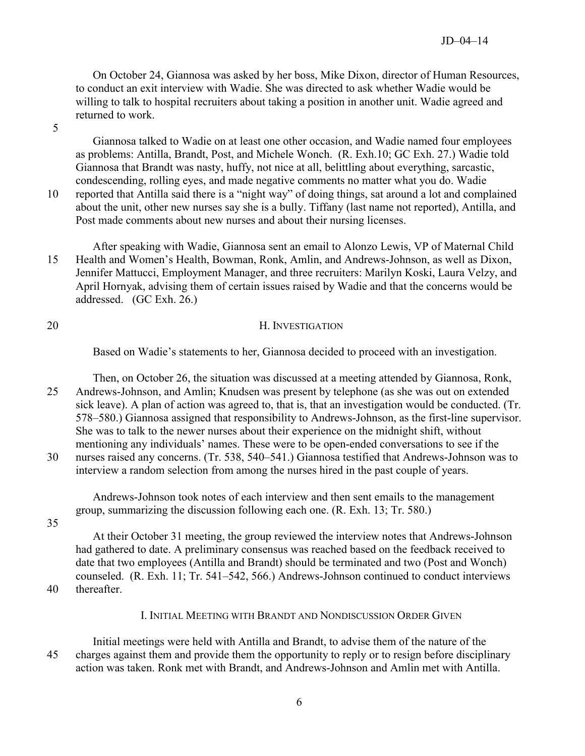On October 24, Giannosa was asked by her boss, Mike Dixon, director of Human Resources, to conduct an exit interview with Wadie. She was directed to ask whether Wadie would be willing to talk to hospital recruiters about taking a position in another unit. Wadie agreed and returned to work.

Giannosa talked to Wadie on at least one other occasion, and Wadie named four employees as problems: Antilla, Brandt, Post, and Michele Wonch. (R. Exh.10; GC Exh. 27.) Wadie told Giannosa that Brandt was nasty, huffy, not nice at all, belittling about everything, sarcastic, condescending, rolling eyes, and made negative comments no matter what you do. Wadie reported that Antilla said there is a "night way" of doing things, sat around a lot and complained about the unit, other new nurses say she is a bully. Tiffany (last name not reported), Antilla, and Post made comments about new nurses and about their nursing licenses.

After speaking with Wadie, Giannosa sent an email to Alonzo Lewis, VP of Maternal Child Health and Women's Health, Bowman, Ronk, Amlin, and Andrews-Johnson, as well as Dixon, Jennifer Mattucci, Employment Manager, and three recruiters: Marilyn Koski, Laura Velzy, and April Hornyak, advising them of certain issues raised by Wadie and that the concerns would be addressed. (GC Exh. 26.)

## H. Investigation

Based on Wadie's statements to her, Giannosa decided to proceed with an investigation.

Then, on October 26, the situation was discussed at a meeting attended by Giannosa, Ronk, Andrews-Johnson, and Amlin; Knudsen was present by telephone (as she was out on extended sick leave). A plan of action was agreed to, that is, that an investigation would be conducted. (Tr. 578–580.) Giannosa assigned that responsibility to Andrews-Johnson, as the first-line supervisor. She was to talk to the newer nurses about their experience on the midnight shift, without mentioning any individuals' names. These were to be open-ended conversations to see if the nurses raised any concerns. (Tr. 538, 540–541.) Giannosa testified that Andrews-Johnson was to interview a random selection from among the nurses hired in the past couple of years.

Andrews-Johnson took notes of each interview and then sent emails to the management group, summarizing the discussion following each one. (R. Exh. 13; Tr. 580.)

At their October 31 meeting, the group reviewed the interview notes that Andrews-Johnson had gathered to date. A preliminary consensus was reached based on the feedback received to date that two employees (Antilla and Brandt) should be terminated and two (Post and Wonch) counseled. (R. Exh. 11; Tr. 541–542, 566.) Andrews-Johnson continued to conduct interviews thereafter.

## I. Initial Meeting with Brandt and Nondiscussion Order Given

Initial meetings were held with Antilla and Brandt, to advise them of the nature of the charges against them and provide them the opportunity to reply or to resign before disciplinary action was taken. Ronk met with Brandt, and Andrews-Johnson and Amlin met with Antilla.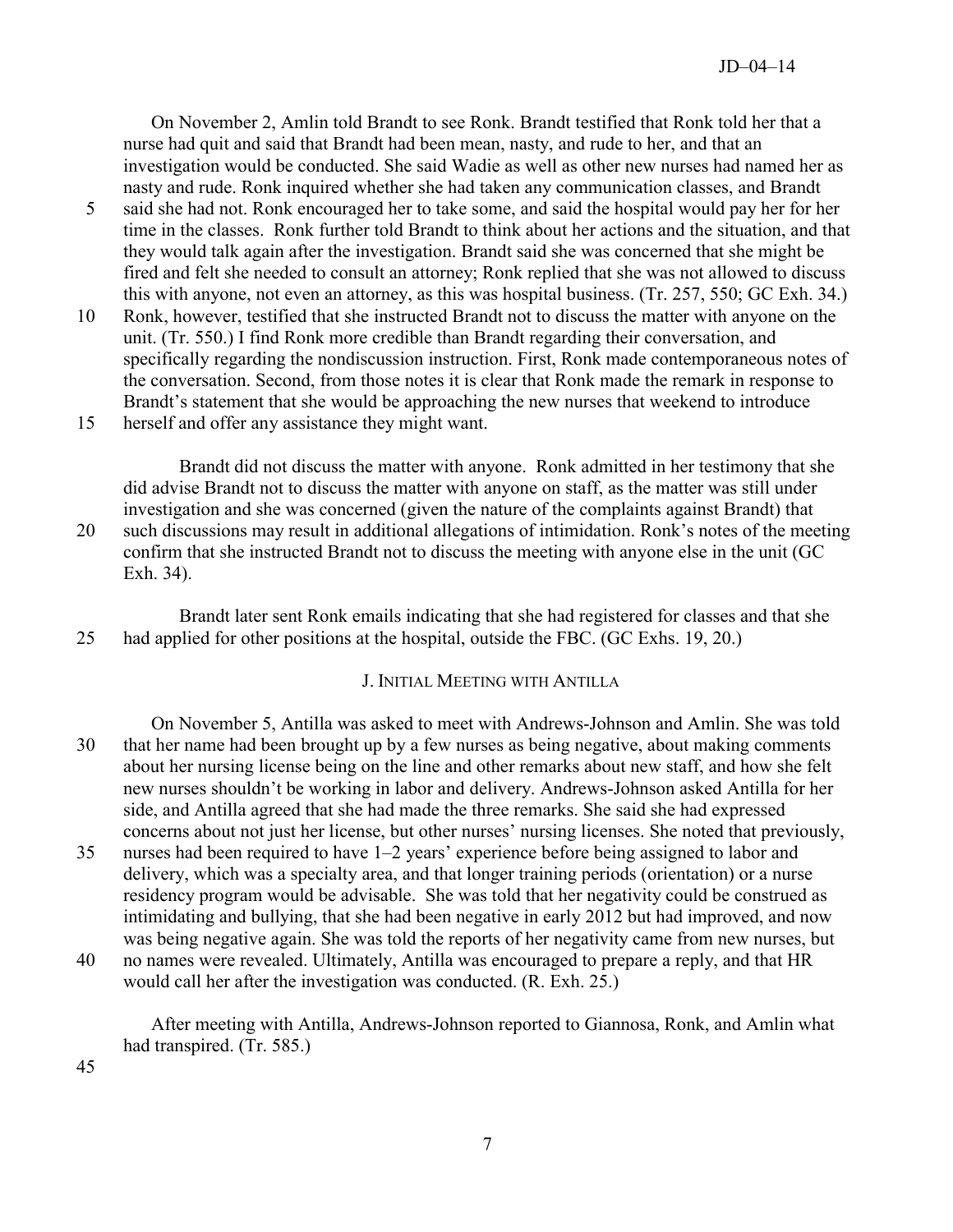On November 2, Amlin told Brandt to see Ronk. Brandt testified that Ronk told her that a nurse had quit and said that Brandt had been mean, nasty, and rude to her, and that an investigation would be conducted. She said Wadie as well as other new nurses had named her as nasty and rude. Ronk inquired whether she had taken any communication classes, and Brandt said she had not. Ronk encouraged her to take some, and said the hospital would pay her for her time in the classes. Ronk further told Brandt to think about her actions and the situation, and that they would talk again after the investigation. Brandt said she was concerned that she might be fired and felt she needed to consult an attorney; Ronk replied that she was not allowed to discuss this with anyone, not even an attorney, as this was hospital business. (Tr. 257, 550; GC Exh. 34.) Ronk, however, testified that she instructed Brandt not to discuss the matter with anyone on the unit. (Tr. 550.) I find Ronk more credible than Brandt regarding their conversation, and specifically regarding the nondiscussion instruction. First, Ronk made contemporaneous notes of the conversation. Second, from those notes it is clear that Ronk made the remark in response to Brandt's statement that she would be approaching the new nurses that weekend to introduce herself and offer any assistance they might want.

Brandt did not discuss the matter with anyone. Ronk admitted in her testimony that she did advise Brandt not to discuss the matter with anyone on staff, as the matter was still under investigation and she was concerned (given the nature of the complaints against Brandt) that such discussions may result in additional allegations of intimidation. Ronk's notes of the meeting confirm that she instructed Brandt not to discuss the meeting with anyone else in the unit (GC Exh. 34).

Brandt later sent Ronk emails indicating that she had registered for classes and that she had applied for other positions at the hospital, outside the FBC. (GC Exhs. 19, 20.)

### J. Initial Meeting with Antilla

On November 5, Antilla was asked to meet with Andrews-Johnson and Amlin. She was told that her name had been brought up by a few nurses as being negative, about making comments about her nursing license being on the line and other remarks about new staff, and how she felt new nurses shouldn't be working in labor and delivery. Andrews-Johnson asked Antilla for her side, and Antilla agreed that she had made the three remarks. She said she had expressed concerns about not just her license, but other nurses' nursing licenses. She noted that previously, nurses had been required to have 1–2 years' experience before being assigned to labor and delivery, which was a specialty area, and that longer training periods (orientation) or a nurse residency program would be advisable. She was told that her negativity could be construed as intimidating and bullying, that she had been negative in early 2012 but had improved, and now was being negative again. She was told the reports of her negativity came from new nurses, but no names were revealed. Ultimately, Antilla was encouraged to prepare a reply, and that HR would call her after the investigation was conducted. (R. Exh. 25.)

After meeting with Antilla, Andrews-Johnson reported to Giannosa, Ronk, and Amlin what had transpired. (Tr. 585.)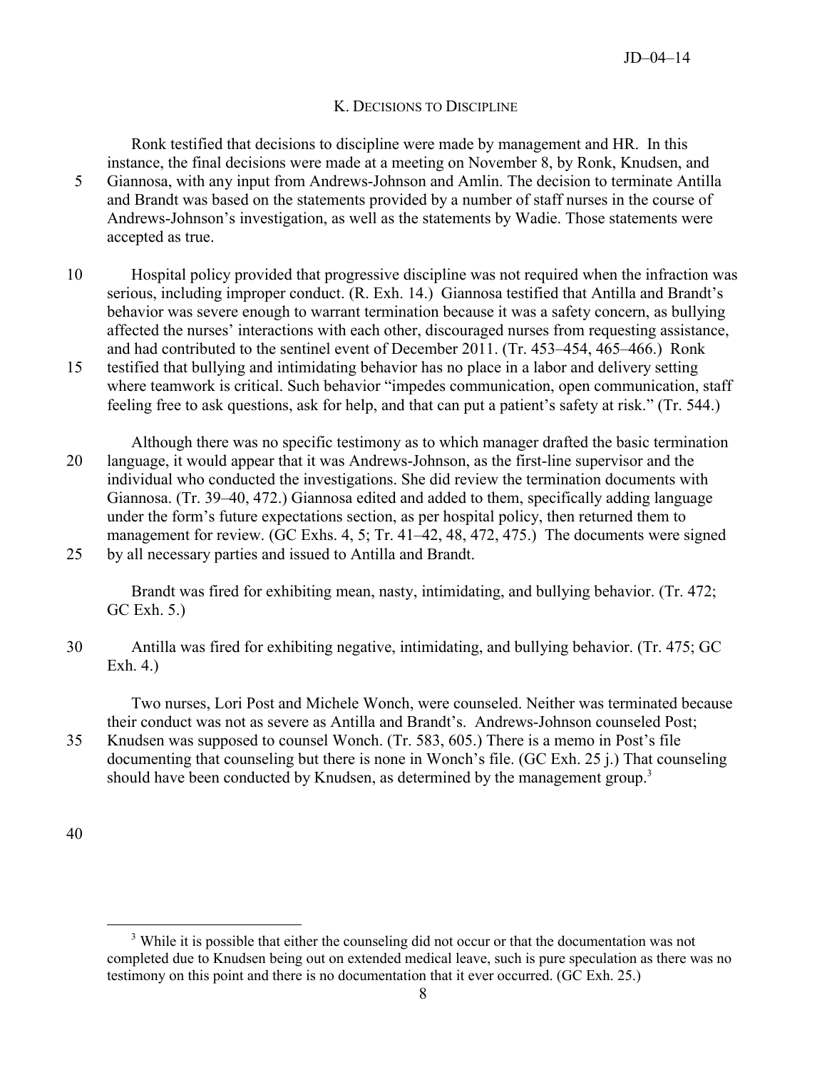### K. Decisions to Discipline

Ronk testified that decisions to discipline were made by management and HR. In this instance, the final decisions were made at a meeting on November 8, by Ronk, Knudsen, and Giannosa, with any input from Andrews-Johnson and Amlin. The decision to terminate Antilla and Brandt was based on the statements provided by a number of staff nurses in the course of Andrews-Johnson's investigation, as well as the statements by Wadie. Those statements were accepted as true.

Hospital policy provided that progressive discipline was not required when the infraction was serious, including improper conduct. (R. Exh. 14.) Giannosa testified that Antilla and Brandt's behavior was severe enough to warrant termination because it was a safety concern, as bullying affected the nurses' interactions with each other, discouraged nurses from requesting assistance, and had contributed to the sentinel event of December 2011. (Tr. 453–454, 465–466.) Ronk testified that bullying and intimidating behavior has no place in a labor and delivery setting where teamwork is critical. Such behavior "impedes communication, open communication, staff feeling free to ask questions, ask for help, and that can put a patient's safety at risk." (Tr. 544.)

Although there was no specific testimony as to which manager drafted the basic termination language, it would appear that it was Andrews-Johnson, as the first-line supervisor and the individual who conducted the investigations. She did review the termination documents with Giannosa. (Tr. 39–40, 472.) Giannosa edited and added to them, specifically adding language under the form's future expectations section, as per hospital policy, then returned them to management for review. (GC Exhs. 4, 5; Tr. 41–42, 48, 472, 475.) The documents were signed by all necessary parties and issued to Antilla and Brandt.

Brandt was fired for exhibiting mean, nasty, intimidating, and bullying behavior. (Tr. 472; GC Exh. 5.)

Antilla was fired for exhibiting negative, intimidating, and bullying behavior. (Tr. 475; GC Exh. 4.)

Two nurses, Lori Post and Michele Wonch, were counseled. Neither was terminated because their conduct was not as severe as Antilla and Brandt's. Andrews-Johnson counseled Post; Knudsen was supposed to counsel Wonch. (Tr. 583, 605.) There is a memo in Post's file documenting that counseling but there is none in Wonch's file. (GC Exh. 25 j.) That counseling should have been conducted by Knudsen, as determined by the management group.[3]

[3] While it is possible that either the counseling did not occur or that the documentation was not completed due to Knudsen being out on extended medical leave, such is pure speculation as there was no testimony on this point and there is no documentation that it ever occurred. (GC Exh. 25.)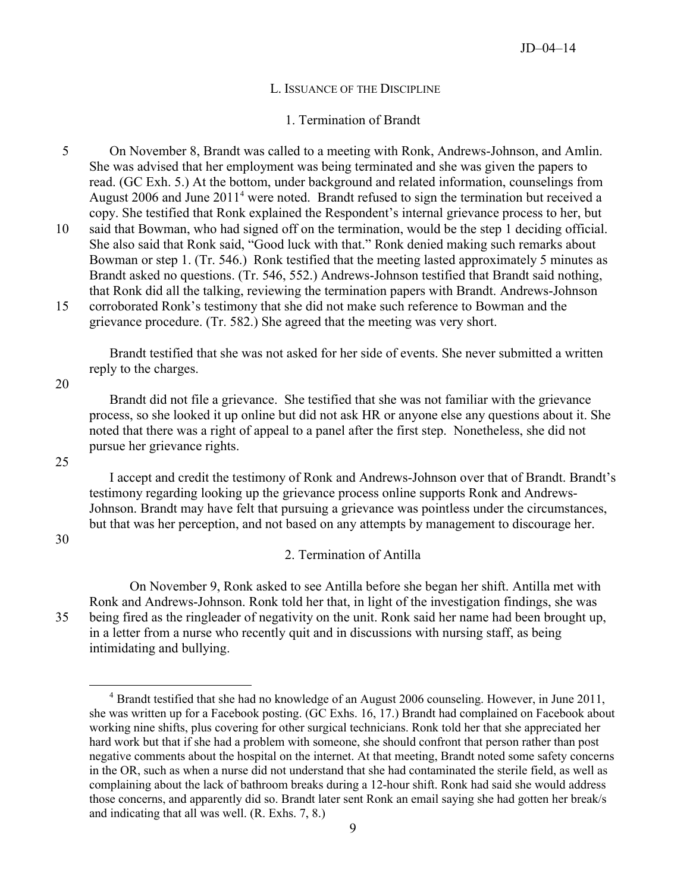### L. Issuance of the Discipline

#### 1. Termination of Brandt

On November 8, Brandt was called to a meeting with Ronk, Andrews-Johnson, and Amlin. She was advised that her employment was being terminated and she was given the papers to read. (GC Exh. 5.) At the bottom, under background and related information, counselings from August 2006 and June 2011[4] were noted. Brandt refused to sign the termination but received a copy. She testified that Ronk explained the Respondent's internal grievance process to her, but said that Bowman, who had signed off on the termination, would be the step 1 deciding official. She also said that Ronk said, "Good luck with that." Ronk denied making such remarks about Bowman or step 1. (Tr. 546.) Ronk testified that the meeting lasted approximately 5 minutes as Brandt asked no questions. (Tr. 546, 552.) Andrews-Johnson testified that Brandt said nothing, that Ronk did all the talking, reviewing the termination papers with Brandt. Andrews-Johnson corroborated Ronk's testimony that she did not make such reference to Bowman and the grievance procedure. (Tr. 582.) She agreed that the meeting was very short.

Brandt testified that she was not asked for her side of events. She never submitted a written reply to the charges.

Brandt did not file a grievance. She testified that she was not familiar with the grievance process, so she looked it up online but did not ask HR or anyone else any questions about it. She noted that there was a right of appeal to a panel after the first step. Nonetheless, she did not pursue her grievance rights.

I accept and credit the testimony of Ronk and Andrews-Johnson over that of Brandt. Brandt's testimony regarding looking up the grievance process online supports Ronk and Andrews-Johnson. Brandt may have felt that pursuing a grievance was pointless under the circumstances, but that was her perception, and not based on any attempts by management to discourage her.

#### 2. Termination of Antilla

On November 9, Ronk asked to see Antilla before she began her shift. Antilla met with Ronk and Andrews-Johnson. Ronk told her that, in light of the investigation findings, she was being fired as the ringleader of negativity on the unit. Ronk said her name had been brought up, in a letter from a nurse who recently quit and in discussions with nursing staff, as being intimidating and bullying.

---

[4] Brandt testified that she had no knowledge of an August 2006 counseling. However, in June 2011, she was written up for a Facebook posting. (GC Exhs. 16, 17.) Brandt had complained on Facebook about working nine shifts, plus covering for other surgical technicians. Ronk told her that she appreciated her hard work but that if she had a problem with someone, she should confront that person rather than post negative comments about the hospital on the internet. At that meeting, Brandt noted some safety concerns in the OR, such as when a nurse did not understand that she had contaminated the sterile field, as well as complaining about the lack of bathroom breaks during a 12-hour shift. Ronk had said she would address those concerns, and apparently did so. Brandt later sent Ronk an email saying she had gotten her break/s and indicating that all was well. (R. Exhs. 7, 8.)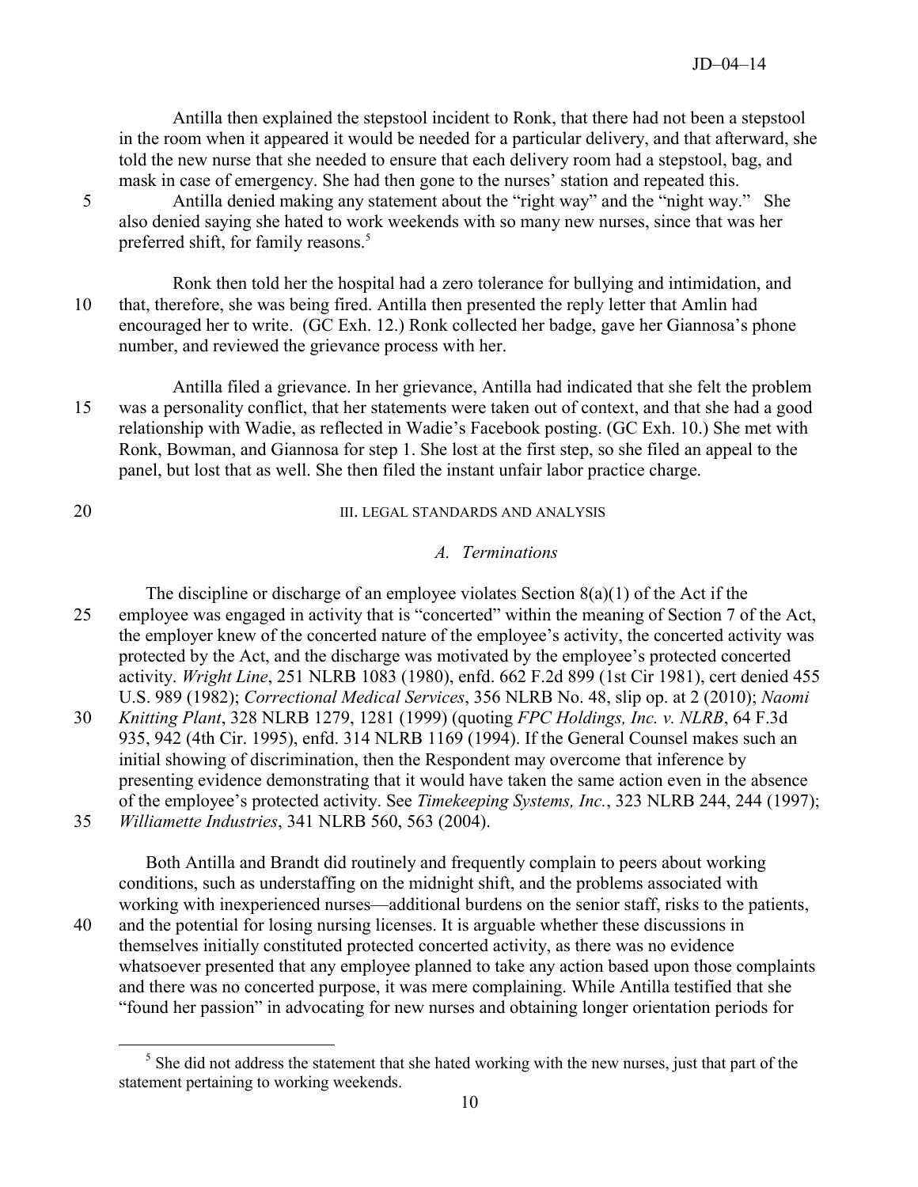Antilla then explained the stepstool incident to Ronk, that there had not been a stepstool in the room when it appeared it would be needed for a particular delivery, and that afterward, she told the new nurse that she needed to ensure that each delivery room had a stepstool, bag, and mask in case of emergency. She had then gone to the nurses' station and repeated this.

Antilla denied making any statement about the "right way" and the "night way." She also denied saying she hated to work weekends with so many new nurses, since that was her preferred shift, for family reasons.[5]

Ronk then told her the hospital had a zero tolerance for bullying and intimidation, and that, therefore, she was being fired. Antilla then presented the reply letter that Amlin had encouraged her to write. (GC Exh. 12.) Ronk collected her badge, gave her Giannosa's phone number, and reviewed the grievance process with her.

Antilla filed a grievance. In her grievance, Antilla had indicated that she felt the problem was a personality conflict, that her statements were taken out of context, and that she had a good relationship with Wadie, as reflected in Wadie's Facebook posting. (GC Exh. 10.) She met with Ronk, Bowman, and Giannosa for step 1. She lost at the first step, so she filed an appeal to the panel, but lost that as well. She then filed the instant unfair labor practice charge.

## III. LEGAL STANDARDS AND ANALYSIS

### *A. Terminations*

The discipline or discharge of an employee violates Section 8(a)(1) of the Act if the employee was engaged in activity that is "concerted" within the meaning of Section 7 of the Act, the employer knew of the concerted nature of the employee's activity, the concerted activity was protected by the Act, and the discharge was motivated by the employee's protected concerted activity. *Wright Line*, 251 NLRB 1083 (1980), enfd. 662 F.2d 899 (1st Cir 1981), cert denied 455 U.S. 989 (1982); *Correctional Medical Services*, 356 NLRB No. 48, slip op. at 2 (2010); *Naomi Knitting Plant*, 328 NLRB 1279, 1281 (1999) (quoting *FPC Holdings, Inc. v. NLRB*, 64 F.3d 935, 942 (4th Cir. 1995), enfd. 314 NLRB 1169 (1994). If the General Counsel makes such an initial showing of discrimination, then the Respondent may overcome that inference by presenting evidence demonstrating that it would have taken the same action even in the absence of the employee's protected activity. See *Timekeeping Systems, Inc.*, 323 NLRB 244, 244 (1997); *Williamette Industries*, 341 NLRB 560, 563 (2004).

Both Antilla and Brandt did routinely and frequently complain to peers about working conditions, such as understaffing on the midnight shift, and the problems associated with working with inexperienced nurses—additional burdens on the senior staff, risks to the patients, and the potential for losing nursing licenses. It is arguable whether these discussions in themselves initially constituted protected concerted activity, as there was no evidence whatsoever presented that any employee planned to take any action based upon those complaints and there was no concerted purpose, it was mere complaining. While Antilla testified that she "found her passion" in advocating for new nurses and obtaining longer orientation periods for

[5] She did not address the statement that she hated working with the new nurses, just that part of the statement pertaining to working weekends.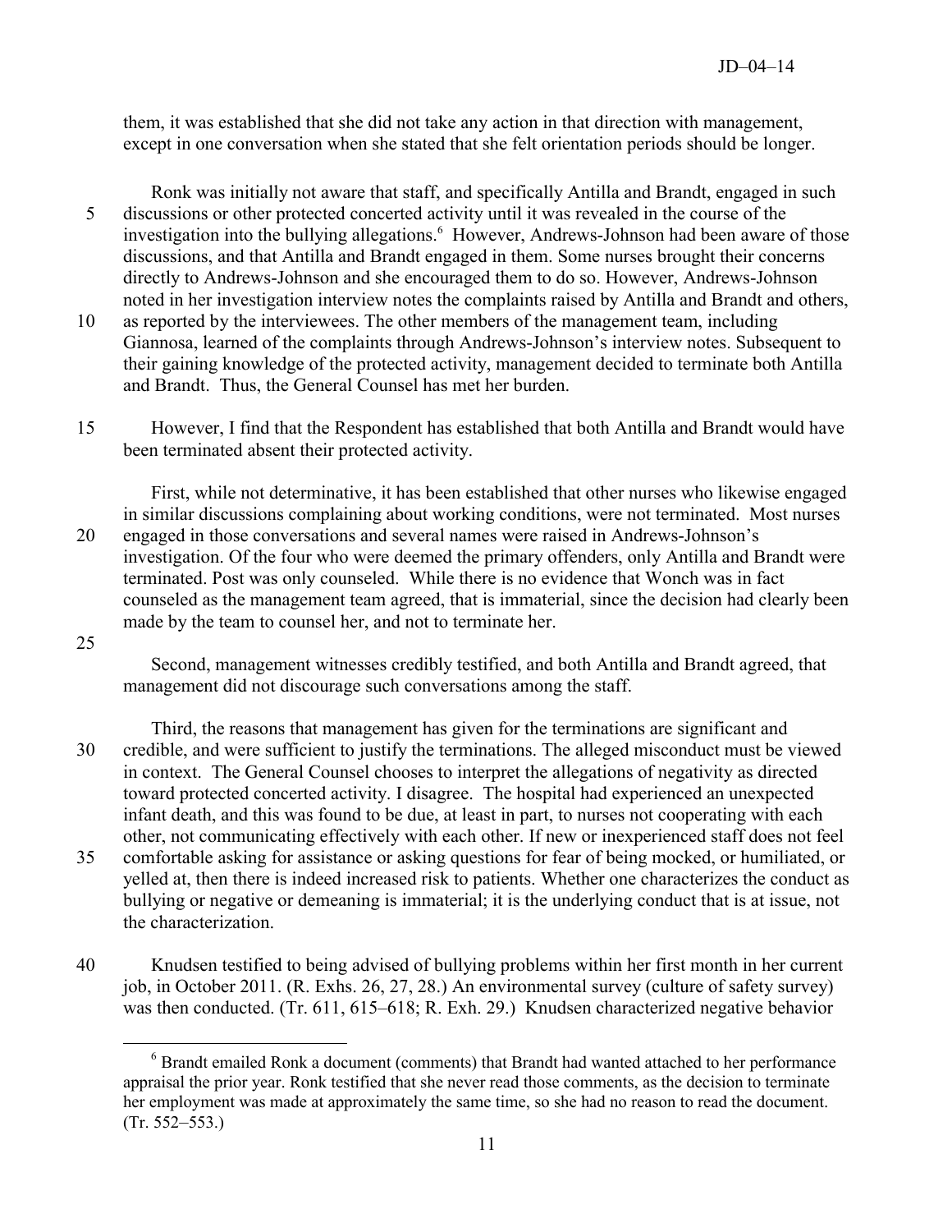them, it was established that she did not take any action in that direction with management, except in one conversation when she stated that she felt orientation periods should be longer.

Ronk was initially not aware that staff, and specifically Antilla and Brandt, engaged in such discussions or other protected concerted activity until it was revealed in the course of the investigation into the bullying allegations.[6] However, Andrews-Johnson had been aware of those discussions, and that Antilla and Brandt engaged in them. Some nurses brought their concerns directly to Andrews-Johnson and she encouraged them to do so. However, Andrews-Johnson noted in her investigation interview notes the complaints raised by Antilla and Brandt and others, as reported by the interviewees. The other members of the management team, including Giannosa, learned of the complaints through Andrews-Johnson's interview notes. Subsequent to their gaining knowledge of the protected activity, management decided to terminate both Antilla and Brandt. Thus, the General Counsel has met her burden.

However, I find that the Respondent has established that both Antilla and Brandt would have been terminated absent their protected activity.

First, while not determinative, it has been established that other nurses who likewise engaged in similar discussions complaining about working conditions, were not terminated. Most nurses engaged in those conversations and several names were raised in Andrews-Johnson's investigation. Of the four who were deemed the primary offenders, only Antilla and Brandt were terminated. Post was only counseled. While there is no evidence that Wonch was in fact counseled as the management team agreed, that is immaterial, since the decision had clearly been made by the team to counsel her, and not to terminate her.

Second, management witnesses credibly testified, and both Antilla and Brandt agreed, that management did not discourage such conversations among the staff.

Third, the reasons that management has given for the terminations are significant and credible, and were sufficient to justify the terminations. The alleged misconduct must be viewed in context. The General Counsel chooses to interpret the allegations of negativity as directed toward protected concerted activity. I disagree. The hospital had experienced an unexpected infant death, and this was found to be due, at least in part, to nurses not cooperating with each other, not communicating effectively with each other. If new or inexperienced staff does not feel comfortable asking for assistance or asking questions for fear of being mocked, or humiliated, or yelled at, then there is indeed increased risk to patients. Whether one characterizes the conduct as bullying or negative or demeaning is immaterial; it is the underlying conduct that is at issue, not the characterization.

Knudsen testified to being advised of bullying problems within her first month in her current job, in October 2011. (R. Exhs. 26, 27, 28.) An environmental survey (culture of safety survey) was then conducted. (Tr. 611, 615–618; R. Exh. 29.) Knudsen characterized negative behavior

[6] Brandt emailed Ronk a document (comments) that Brandt had wanted attached to her performance appraisal the prior year. Ronk testified that she never read those comments, as the decision to terminate her employment was made at approximately the same time, so she had no reason to read the document. (Tr. 552–553.)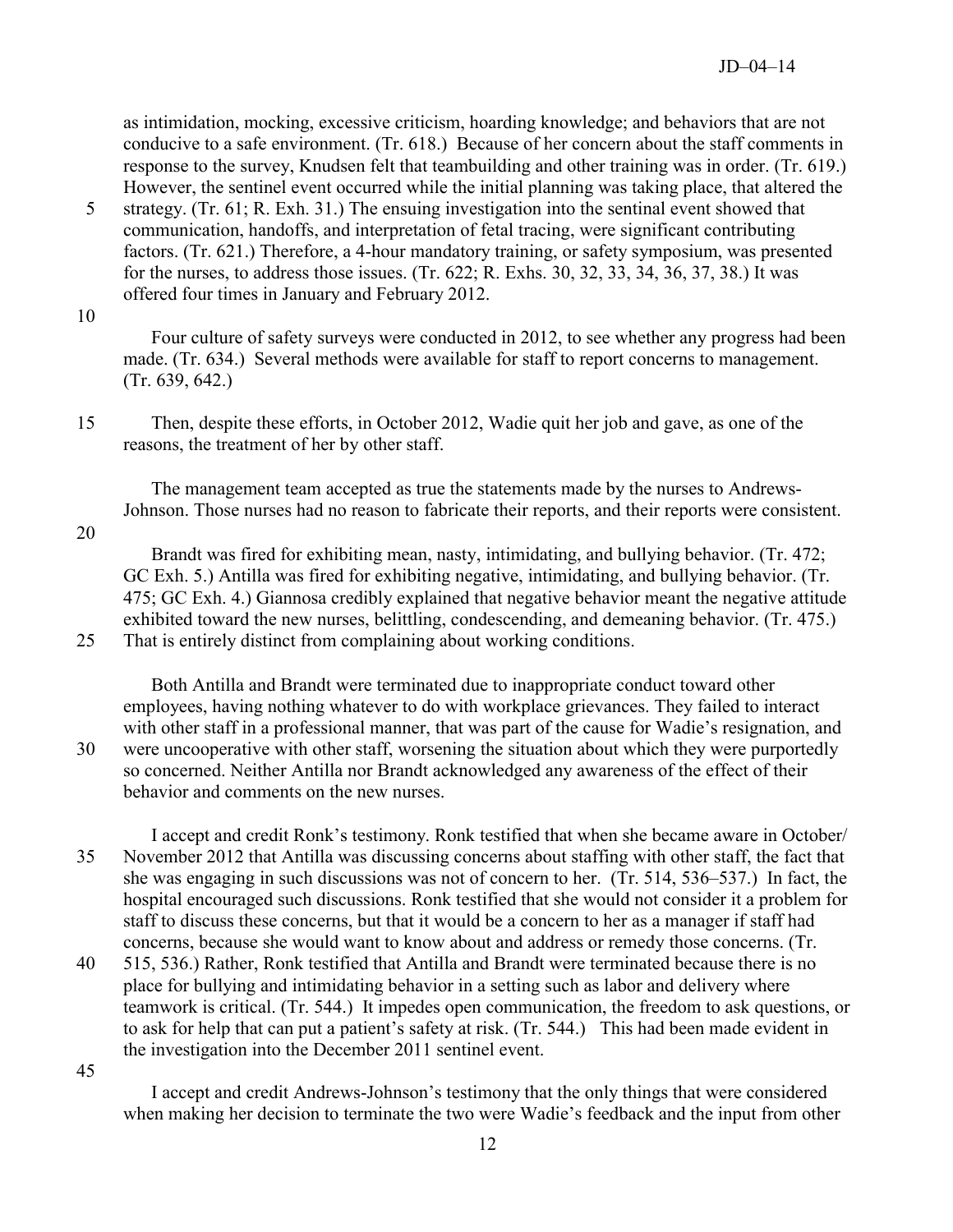as intimidation, mocking, excessive criticism, hoarding knowledge; and behaviors that are not conducive to a safe environment. (Tr. 618.) Because of her concern about the staff comments in response to the survey, Knudsen felt that teambuilding and other training was in order. (Tr. 619.) However, the sentinel event occurred while the initial planning was taking place, that altered the strategy. (Tr. 61; R. Exh. 31.) The ensuing investigation into the sentinal event showed that communication, handoffs, and interpretation of fetal tracing, were significant contributing factors. (Tr. 621.) Therefore, a 4-hour mandatory training, or safety symposium, was presented for the nurses, to address those issues. (Tr. 622; R. Exhs. 30, 32, 33, 34, 36, 37, 38.) It was offered four times in January and February 2012.

Four culture of safety surveys were conducted in 2012, to see whether any progress had been made. (Tr. 634.) Several methods were available for staff to report concerns to management. (Tr. 639, 642.)

Then, despite these efforts, in October 2012, Wadie quit her job and gave, as one of the reasons, the treatment of her by other staff.

The management team accepted as true the statements made by the nurses to Andrews-Johnson. Those nurses had no reason to fabricate their reports, and their reports were consistent.

Brandt was fired for exhibiting mean, nasty, intimidating, and bullying behavior. (Tr. 472; GC Exh. 5.) Antilla was fired for exhibiting negative, intimidating, and bullying behavior. (Tr. 475; GC Exh. 4.) Giannosa credibly explained that negative behavior meant the negative attitude exhibited toward the new nurses, belittling, condescending, and demeaning behavior. (Tr. 475.) That is entirely distinct from complaining about working conditions.

Both Antilla and Brandt were terminated due to inappropriate conduct toward other employees, having nothing whatever to do with workplace grievances. They failed to interact with other staff in a professional manner, that was part of the cause for Wadie's resignation, and were uncooperative with other staff, worsening the situation about which they were purportedly so concerned. Neither Antilla nor Brandt acknowledged any awareness of the effect of their behavior and comments on the new nurses.

I accept and credit Ronk's testimony. Ronk testified that when she became aware in October/ November 2012 that Antilla was discussing concerns about staffing with other staff, the fact that she was engaging in such discussions was not of concern to her. (Tr. 514, 536–537.) In fact, the hospital encouraged such discussions. Ronk testified that she would not consider it a problem for staff to discuss these concerns, but that it would be a concern to her as a manager if staff had concerns, because she would want to know about and address or remedy those concerns. (Tr. 515, 536.) Rather, Ronk testified that Antilla and Brandt were terminated because there is no place for bullying and intimidating behavior in a setting such as labor and delivery where teamwork is critical. (Tr. 544.) It impedes open communication, the freedom to ask questions, or to ask for help that can put a patient's safety at risk. (Tr. 544.) This had been made evident in the investigation into the December 2011 sentinel event.

I accept and credit Andrews-Johnson's testimony that the only things that were considered when making her decision to terminate the two were Wadie's feedback and the input from other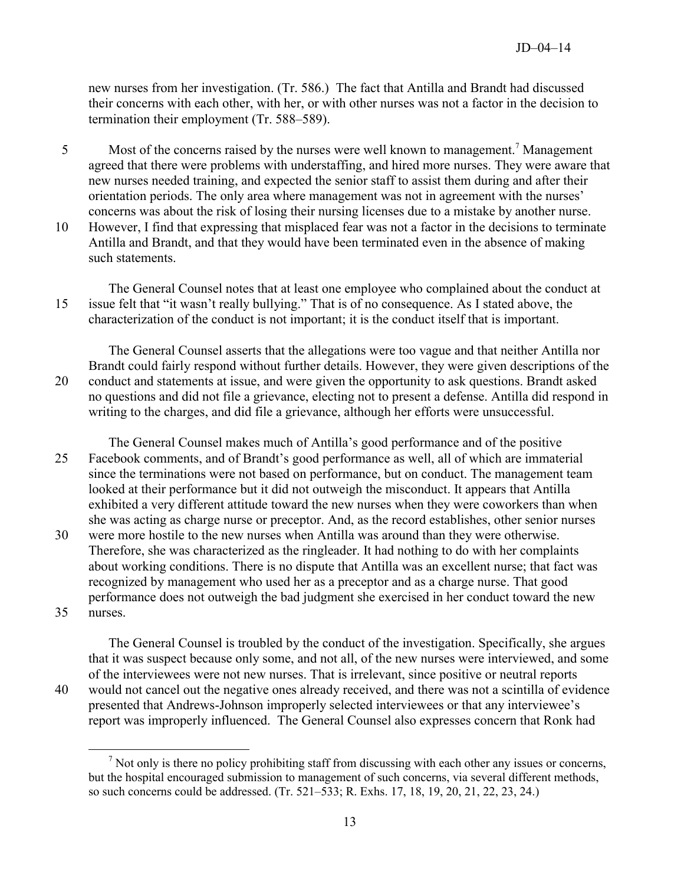new nurses from her investigation. (Tr. 586.) The fact that Antilla and Brandt had discussed their concerns with each other, with her, or with other nurses was not a factor in the decision to termination their employment (Tr. 588–589).

Most of the concerns raised by the nurses were well known to management.[7] Management agreed that there were problems with understaffing, and hired more nurses. They were aware that new nurses needed training, and expected the senior staff to assist them during and after their orientation periods. The only area where management was not in agreement with the nurses' concerns was about the risk of losing their nursing licenses due to a mistake by another nurse. However, I find that expressing that misplaced fear was not a factor in the decisions to terminate Antilla and Brandt, and that they would have been terminated even in the absence of making such statements.

The General Counsel notes that at least one employee who complained about the conduct at issue felt that "it wasn't really bullying." That is of no consequence. As I stated above, the characterization of the conduct is not important; it is the conduct itself that is important.

The General Counsel asserts that the allegations were too vague and that neither Antilla nor Brandt could fairly respond without further details. However, they were given descriptions of the conduct and statements at issue, and were given the opportunity to ask questions. Brandt asked no questions and did not file a grievance, electing not to present a defense. Antilla did respond in writing to the charges, and did file a grievance, although her efforts were unsuccessful.

The General Counsel makes much of Antilla's good performance and of the positive Facebook comments, and of Brandt's good performance as well, all of which are immaterial since the terminations were not based on performance, but on conduct. The management team looked at their performance but it did not outweigh the misconduct. It appears that Antilla exhibited a very different attitude toward the new nurses when they were coworkers than when she was acting as charge nurse or preceptor. And, as the record establishes, other senior nurses were more hostile to the new nurses when Antilla was around than they were otherwise. Therefore, she was characterized as the ringleader. It had nothing to do with her complaints about working conditions. There is no dispute that Antilla was an excellent nurse; that fact was recognized by management who used her as a preceptor and as a charge nurse. That good performance does not outweigh the bad judgment she exercised in her conduct toward the new nurses.

The General Counsel is troubled by the conduct of the investigation. Specifically, she argues that it was suspect because only some, and not all, of the new nurses were interviewed, and some of the interviewees were not new nurses. That is irrelevant, since positive or neutral reports would not cancel out the negative ones already received, and there was not a scintilla of evidence presented that Andrews-Johnson improperly selected interviewees or that any interviewee's report was improperly influenced. The General Counsel also expresses concern that Ronk had

---

[7] Not only is there no policy prohibiting staff from discussing with each other any issues or concerns, but the hospital encouraged submission to management of such concerns, via several different methods, so such concerns could be addressed. (Tr. 521–533; R. Exhs. 17, 18, 19, 20, 21, 22, 23, 24.)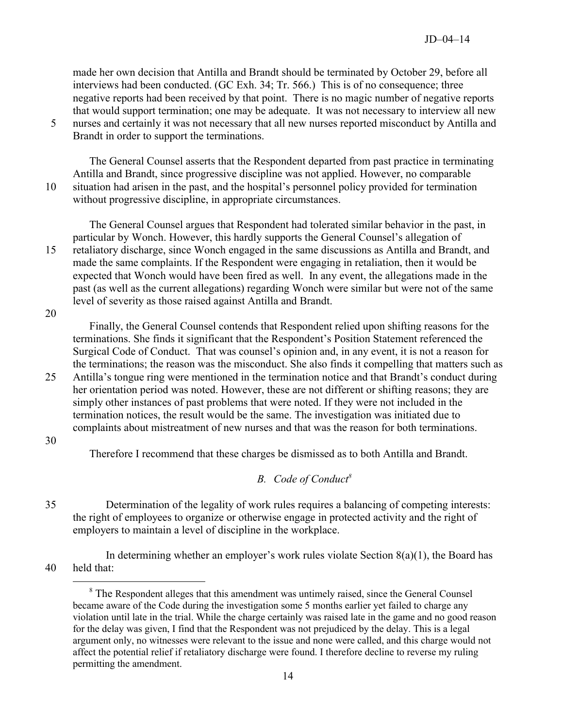made her own decision that Antilla and Brandt should be terminated by October 29, before all interviews had been conducted. (GC Exh. 34; Tr. 566.) This is of no consequence; three negative reports had been received by that point. There is no magic number of negative reports that would support termination; one may be adequate. It was not necessary to interview all new nurses and certainly it was not necessary that all new nurses reported misconduct by Antilla and Brandt in order to support the terminations.

The General Counsel asserts that the Respondent departed from past practice in terminating Antilla and Brandt, since progressive discipline was not applied. However, no comparable situation had arisen in the past, and the hospital's personnel policy provided for termination without progressive discipline, in appropriate circumstances.

The General Counsel argues that Respondent had tolerated similar behavior in the past, in particular by Wonch. However, this hardly supports the General Counsel's allegation of retaliatory discharge, since Wonch engaged in the same discussions as Antilla and Brandt, and made the same complaints. If the Respondent were engaging in retaliation, then it would be expected that Wonch would have been fired as well. In any event, the allegations made in the past (as well as the current allegations) regarding Wonch were similar but were not of the same level of severity as those raised against Antilla and Brandt.

Finally, the General Counsel contends that Respondent relied upon shifting reasons for the terminations. She finds it significant that the Respondent's Position Statement referenced the Surgical Code of Conduct. That was counsel's opinion and, in any event, it is not a reason for the terminations; the reason was the misconduct. She also finds it compelling that matters such as Antilla's tongue ring were mentioned in the termination notice and that Brandt's conduct during her orientation period was noted. However, these are not different or shifting reasons; they are simply other instances of past problems that were noted. If they were not included in the termination notices, the result would be the same. The investigation was initiated due to complaints about mistreatment of new nurses and that was the reason for both terminations.

Therefore I recommend that these charges be dismissed as to both Antilla and Brandt.

### *B. Code of Conduct*[8]

Determination of the legality of work rules requires a balancing of competing interests: the right of employees to organize or otherwise engage in protected activity and the right of employers to maintain a level of discipline in the workplace.

In determining whether an employer's work rules violate Section 8(a)(1), the Board has held that:

[8] The Respondent alleges that this amendment was untimely raised, since the General Counsel became aware of the Code during the investigation some 5 months earlier yet failed to charge any violation until late in the trial. While the charge certainly was raised late in the game and no good reason for the delay was given, I find that the Respondent was not prejudiced by the delay. This is a legal argument only, no witnesses were relevant to the issue and none were called, and this charge would not affect the potential relief if retaliatory discharge were found. I therefore decline to reverse my ruling permitting the amendment.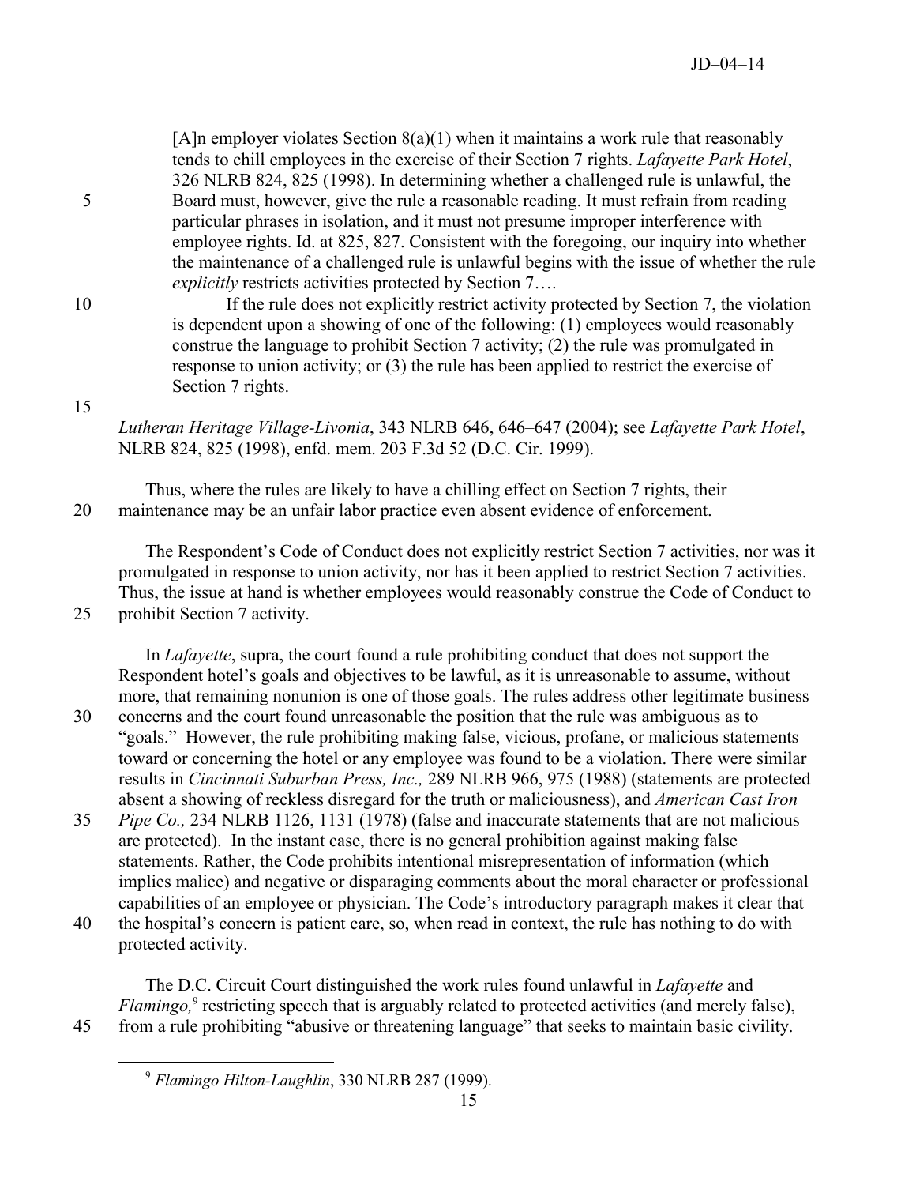> [A]n employer violates Section 8(a)(1) when it maintains a work rule that reasonably tends to chill employees in the exercise of their Section 7 rights. *Lafayette Park Hotel*, 326 NLRB 824, 825 (1998). In determining whether a challenged rule is unlawful, the Board must, however, give the rule a reasonable reading. It must refrain from reading particular phrases in isolation, and it must not presume improper interference with employee rights. Id. at 825, 827. Consistent with the foregoing, our inquiry into whether the maintenance of a challenged rule is unlawful begins with the issue of whether the rule *explicitly* restricts activities protected by Section 7….
>
> If the rule does not explicitly restrict activity protected by Section 7, the violation is dependent upon a showing of one of the following: (1) employees would reasonably construe the language to prohibit Section 7 activity; (2) the rule was promulgated in response to union activity; or (3) the rule has been applied to restrict the exercise of Section 7 rights.

*Lutheran Heritage Village-Livonia*, 343 NLRB 646, 646–647 (2004); see *Lafayette Park Hotel*, NLRB 824, 825 (1998), enfd. mem. 203 F.3d 52 (D.C. Cir. 1999).

Thus, where the rules are likely to have a chilling effect on Section 7 rights, their maintenance may be an unfair labor practice even absent evidence of enforcement.

The Respondent's Code of Conduct does not explicitly restrict Section 7 activities, nor was it promulgated in response to union activity, nor has it been applied to restrict Section 7 activities. Thus, the issue at hand is whether employees would reasonably construe the Code of Conduct to prohibit Section 7 activity.

In *Lafayette*, supra, the court found a rule prohibiting conduct that does not support the Respondent hotel's goals and objectives to be lawful, as it is unreasonable to assume, without more, that remaining nonunion is one of those goals. The rules address other legitimate business concerns and the court found unreasonable the position that the rule was ambiguous as to "goals." However, the rule prohibiting making false, vicious, profane, or malicious statements toward or concerning the hotel or any employee was found to be a violation. There were similar results in *Cincinnati Suburban Press, Inc.,* 289 NLRB 966, 975 (1988) (statements are protected absent a showing of reckless disregard for the truth or maliciousness), and *American Cast Iron Pipe Co.,* 234 NLRB 1126, 1131 (1978) (false and inaccurate statements that are not malicious are protected). In the instant case, there is no general prohibition against making false statements. Rather, the Code prohibits intentional misrepresentation of information (which implies malice) and negative or disparaging comments about the moral character or professional capabilities of an employee or physician. The Code's introductory paragraph makes it clear that the hospital's concern is patient care, so, when read in context, the rule has nothing to do with protected activity.

The D.C. Circuit Court distinguished the work rules found unlawful in *Lafayette* and *Flamingo,*[9] restricting speech that is arguably related to protected activities (and merely false), from a rule prohibiting "abusive or threatening language" that seeks to maintain basic civility.

[9] *Flamingo Hilton-Laughlin*, 330 NLRB 287 (1999).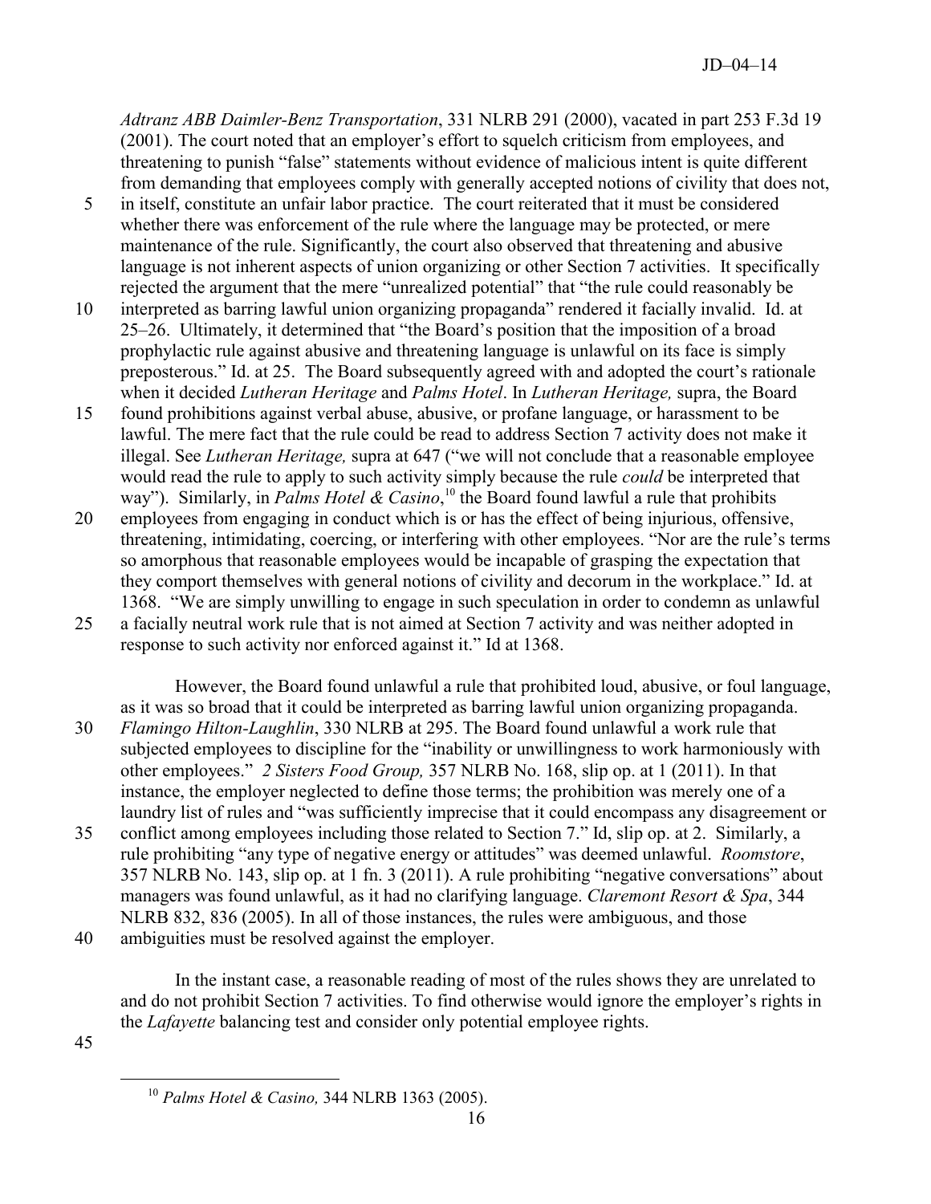*Adtranz ABB Daimler-Benz Transportation*, 331 NLRB 291 (2000), vacated in part 253 F.3d 19 (2001). The court noted that an employer's effort to squelch criticism from employees, and threatening to punish "false" statements without evidence of malicious intent is quite different from demanding that employees comply with generally accepted notions of civility that does not, in itself, constitute an unfair labor practice. The court reiterated that it must be considered whether there was enforcement of the rule where the language may be protected, or mere maintenance of the rule. Significantly, the court also observed that threatening and abusive language is not inherent aspects of union organizing or other Section 7 activities. It specifically rejected the argument that the mere "unrealized potential" that "the rule could reasonably be interpreted as barring lawful union organizing propaganda" rendered it facially invalid. Id. at 25–26. Ultimately, it determined that "the Board's position that the imposition of a broad prophylactic rule against abusive and threatening language is unlawful on its face is simply preposterous." Id. at 25. The Board subsequently agreed with and adopted the court's rationale when it decided *Lutheran Heritage* and *Palms Hotel*. In *Lutheran Heritage,* supra, the Board found prohibitions against verbal abuse, abusive, or profane language, or harassment to be lawful. The mere fact that the rule could be read to address Section 7 activity does not make it illegal. See *Lutheran Heritage,* supra at 647 ("we will not conclude that a reasonable employee would read the rule to apply to such activity simply because the rule *could* be interpreted that way"). Similarly, in *Palms Hotel & Casino*,[10] the Board found lawful a rule that prohibits employees from engaging in conduct which is or has the effect of being injurious, offensive, threatening, intimidating, coercing, or interfering with other employees. "Nor are the rule's terms so amorphous that reasonable employees would be incapable of grasping the expectation that they comport themselves with general notions of civility and decorum in the workplace." Id. at 1368. "We are simply unwilling to engage in such speculation in order to condemn as unlawful a facially neutral work rule that is not aimed at Section 7 activity and was neither adopted in response to such activity nor enforced against it." Id at 1368.

However, the Board found unlawful a rule that prohibited loud, abusive, or foul language, as it was so broad that it could be interpreted as barring lawful union organizing propaganda. *Flamingo Hilton-Laughlin*, 330 NLRB at 295. The Board found unlawful a work rule that subjected employees to discipline for the "inability or unwillingness to work harmoniously with other employees." *2 Sisters Food Group,* 357 NLRB No. 168, slip op. at 1 (2011). In that instance, the employer neglected to define those terms; the prohibition was merely one of a laundry list of rules and "was sufficiently imprecise that it could encompass any disagreement or conflict among employees including those related to Section 7." Id, slip op. at 2. Similarly, a rule prohibiting "any type of negative energy or attitudes" was deemed unlawful. *Roomstore*, 357 NLRB No. 143, slip op. at 1 fn. 3 (2011). A rule prohibiting "negative conversations" about managers was found unlawful, as it had no clarifying language. *Claremont Resort & Spa*, 344 NLRB 832, 836 (2005). In all of those instances, the rules were ambiguous, and those ambiguities must be resolved against the employer.

In the instant case, a reasonable reading of most of the rules shows they are unrelated to and do not prohibit Section 7 activities. To find otherwise would ignore the employer's rights in the *Lafayette* balancing test and consider only potential employee rights.

[10] *Palms Hotel & Casino,* 344 NLRB 1363 (2005).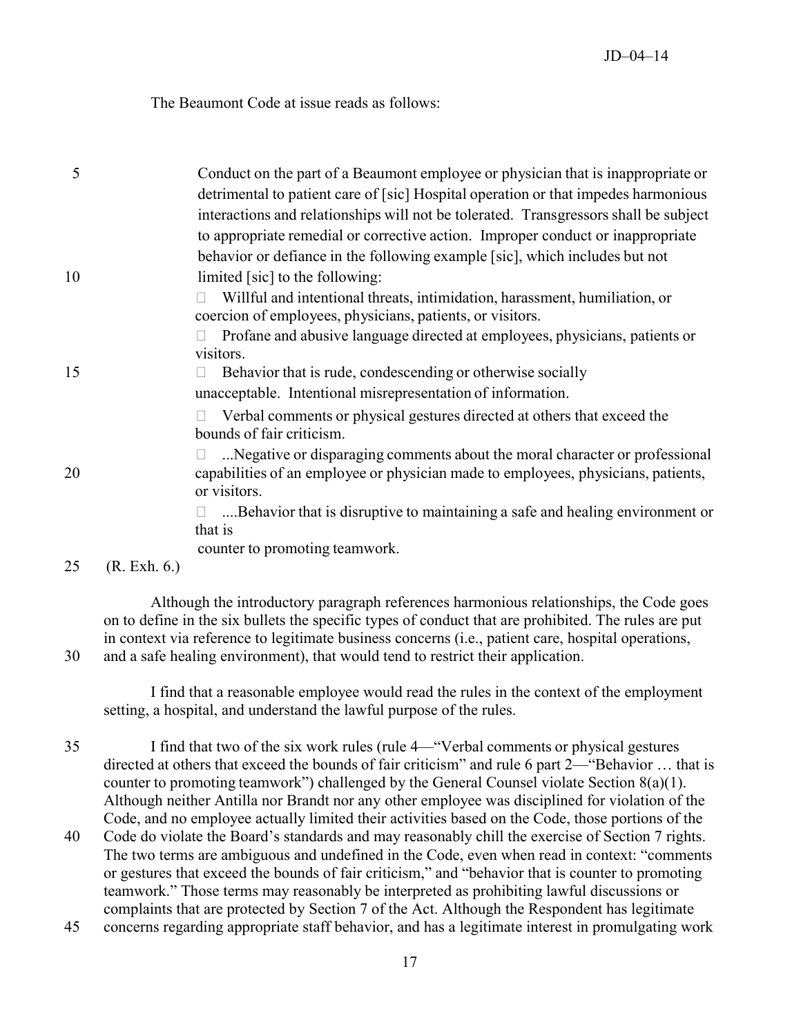The Beaumont Code at issue reads as follows:

> Conduct on the part of a Beaumont employee or physician that is inappropriate or detrimental to patient care of [sic] Hospital operation or that impedes harmonious interactions and relationships will not be tolerated. Transgressors shall be subject to appropriate remedial or corrective action. Improper conduct or inappropriate behavior or defiance in the following example [sic], which includes but not limited [sic] to the following:
>
> - Willful and intentional threats, intimidation, harassment, humiliation, or coercion of employees, physicians, patients, or visitors.
> - Profane and abusive language directed at employees, physicians, patients or visitors.
> - Behavior that is rude, condescending or otherwise socially unacceptable. Intentional misrepresentation of information.
> - Verbal comments or physical gestures directed at others that exceed the bounds of fair criticism.
> - ...Negative or disparaging comments about the moral character or professional capabilities of an employee or physician made to employees, physicians, patients, or visitors.
> - ....Behavior that is disruptive to maintaining a safe and healing environment or that is counter to promoting teamwork.

(R. Exh. 6.)

Although the introductory paragraph references harmonious relationships, the Code goes on to define in the six bullets the specific types of conduct that are prohibited. The rules are put in context via reference to legitimate business concerns (i.e., patient care, hospital operations, and a safe healing environment), that would tend to restrict their application.

I find that a reasonable employee would read the rules in the context of the employment setting, a hospital, and understand the lawful purpose of the rules.

I find that two of the six work rules (rule 4—"Verbal comments or physical gestures directed at others that exceed the bounds of fair criticism" and rule 6 part 2—"Behavior … that is counter to promoting teamwork") challenged by the General Counsel violate Section 8(a)(1). Although neither Antilla nor Brandt nor any other employee was disciplined for violation of the Code, and no employee actually limited their activities based on the Code, those portions of the Code do violate the Board's standards and may reasonably chill the exercise of Section 7 rights. The two terms are ambiguous and undefined in the Code, even when read in context: "comments or gestures that exceed the bounds of fair criticism," and "behavior that is counter to promoting teamwork." Those terms may reasonably be interpreted as prohibiting lawful discussions or complaints that are protected by Section 7 of the Act. Although the Respondent has legitimate concerns regarding appropriate staff behavior, and has a legitimate interest in promulgating work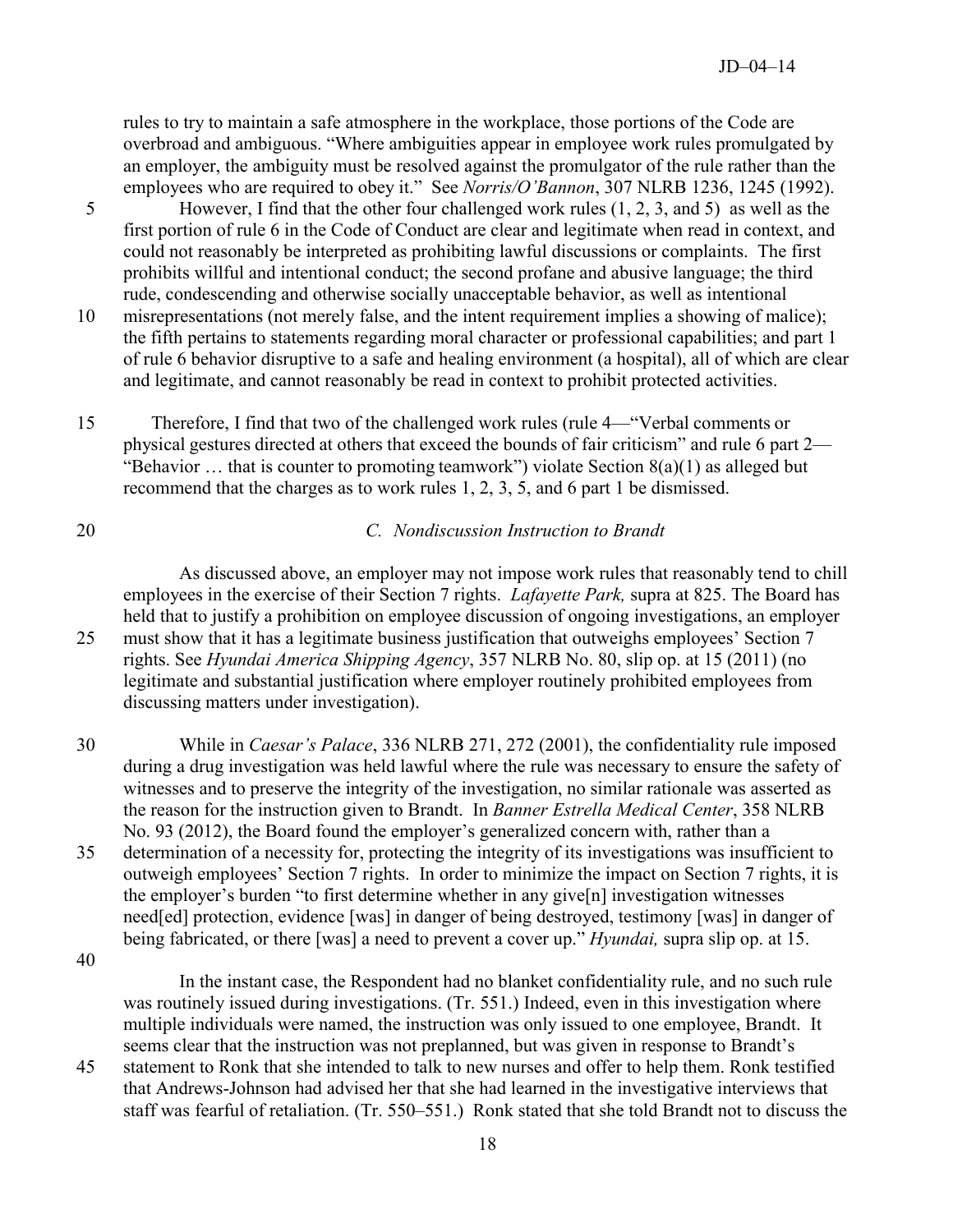rules to try to maintain a safe atmosphere in the workplace, those portions of the Code are overbroad and ambiguous. "Where ambiguities appear in employee work rules promulgated by an employer, the ambiguity must be resolved against the promulgator of the rule rather than the employees who are required to obey it." See *Norris/O'Bannon*, 307 NLRB 1236, 1245 (1992).

However, I find that the other four challenged work rules (1, 2, 3, and 5) as well as the first portion of rule 6 in the Code of Conduct are clear and legitimate when read in context, and could not reasonably be interpreted as prohibiting lawful discussions or complaints. The first prohibits willful and intentional conduct; the second profane and abusive language; the third rude, condescending and otherwise socially unacceptable behavior, as well as intentional misrepresentations (not merely false, and the intent requirement implies a showing of malice); the fifth pertains to statements regarding moral character or professional capabilities; and part 1 of rule 6 behavior disruptive to a safe and healing environment (a hospital), all of which are clear and legitimate, and cannot reasonably be read in context to prohibit protected activities.

Therefore, I find that two of the challenged work rules (rule 4—"Verbal comments or physical gestures directed at others that exceed the bounds of fair criticism" and rule 6 part 2—"Behavior … that is counter to promoting teamwork") violate Section 8(a)(1) as alleged but recommend that the charges as to work rules 1, 2, 3, 5, and 6 part 1 be dismissed.

### *C. Nondiscussion Instruction to Brandt*

As discussed above, an employer may not impose work rules that reasonably tend to chill employees in the exercise of their Section 7 rights. *Lafayette Park,* supra at 825. The Board has held that to justify a prohibition on employee discussion of ongoing investigations, an employer must show that it has a legitimate business justification that outweighs employees' Section 7 rights. See *Hyundai America Shipping Agency*, 357 NLRB No. 80, slip op. at 15 (2011) (no legitimate and substantial justification where employer routinely prohibited employees from discussing matters under investigation).

While in *Caesar's Palace*, 336 NLRB 271, 272 (2001), the confidentiality rule imposed during a drug investigation was held lawful where the rule was necessary to ensure the safety of witnesses and to preserve the integrity of the investigation, no similar rationale was asserted as the reason for the instruction given to Brandt. In *Banner Estrella Medical Center*, 358 NLRB No. 93 (2012), the Board found the employer's generalized concern with, rather than a determination of a necessity for, protecting the integrity of its investigations was insufficient to outweigh employees' Section 7 rights. In order to minimize the impact on Section 7 rights, it is the employer's burden "to first determine whether in any give[n] investigation witnesses need[ed] protection, evidence [was] in danger of being destroyed, testimony [was] in danger of being fabricated, or there [was] a need to prevent a cover up." *Hyundai,* supra slip op. at 15.

In the instant case, the Respondent had no blanket confidentiality rule, and no such rule was routinely issued during investigations. (Tr. 551.) Indeed, even in this investigation where multiple individuals were named, the instruction was only issued to one employee, Brandt. It seems clear that the instruction was not preplanned, but was given in response to Brandt's statement to Ronk that she intended to talk to new nurses and offer to help them. Ronk testified that Andrews-Johnson had advised her that she had learned in the investigative interviews that staff was fearful of retaliation. (Tr. 550–551.) Ronk stated that she told Brandt not to discuss the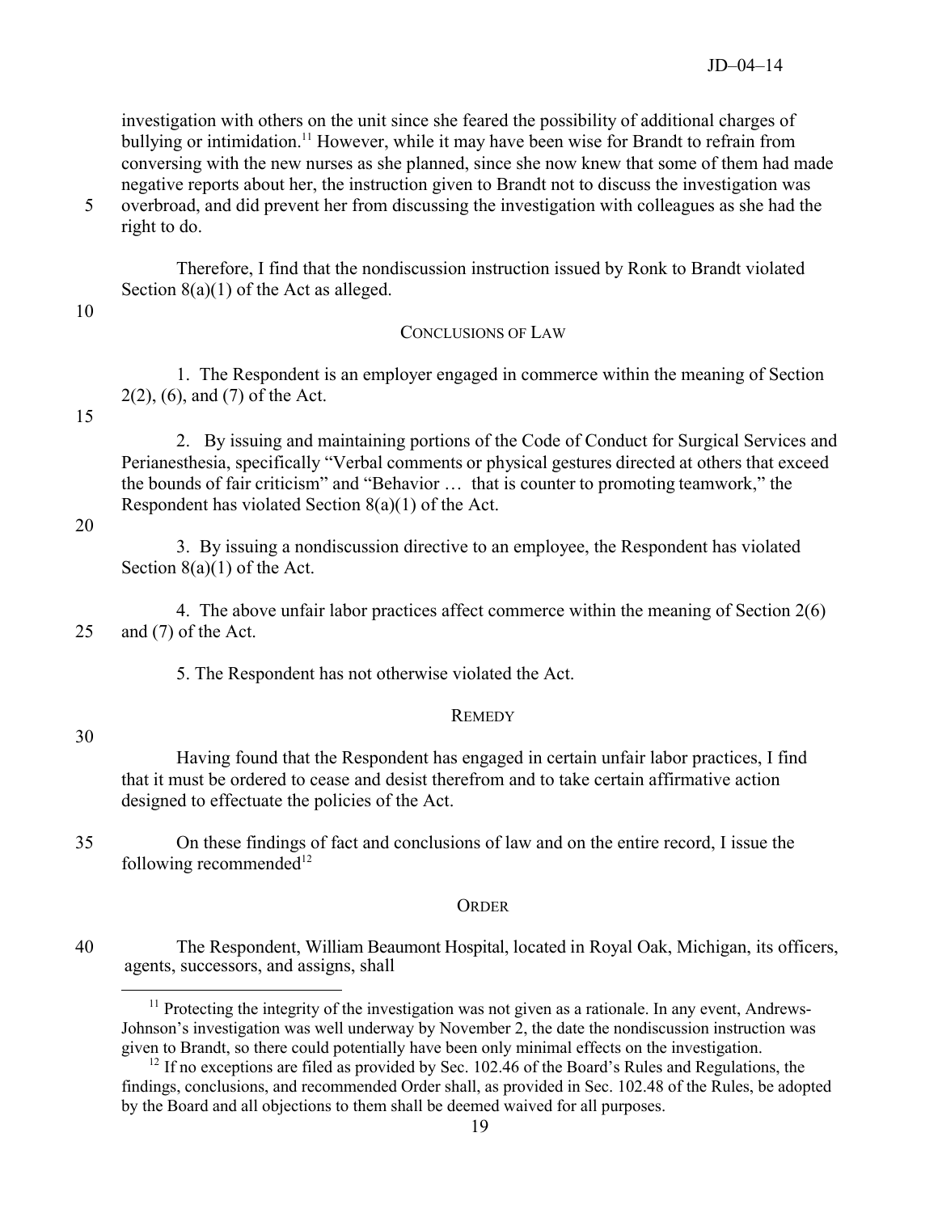investigation with others on the unit since she feared the possibility of additional charges of bullying or intimidation.[11] However, while it may have been wise for Brandt to refrain from conversing with the new nurses as she planned, since she now knew that some of them had made negative reports about her, the instruction given to Brandt not to discuss the investigation was overbroad, and did prevent her from discussing the investigation with colleagues as she had the right to do.

Therefore, I find that the nondiscussion instruction issued by Ronk to Brandt violated Section 8(a)(1) of the Act as alleged.

## CONCLUSIONS OF LAW

1. The Respondent is an employer engaged in commerce within the meaning of Section 2(2), (6), and (7) of the Act.

2. By issuing and maintaining portions of the Code of Conduct for Surgical Services and Perianesthesia, specifically "Verbal comments or physical gestures directed at others that exceed the bounds of fair criticism" and "Behavior … that is counter to promoting teamwork," the Respondent has violated Section 8(a)(1) of the Act.

3. By issuing a nondiscussion directive to an employee, the Respondent has violated Section 8(a)(1) of the Act.

4. The above unfair labor practices affect commerce within the meaning of Section 2(6) and (7) of the Act.

5. The Respondent has not otherwise violated the Act.

## REMEDY

Having found that the Respondent has engaged in certain unfair labor practices, I find that it must be ordered to cease and desist therefrom and to take certain affirmative action designed to effectuate the policies of the Act.

On these findings of fact and conclusions of law and on the entire record, I issue the following recommended[12]

## ORDER

The Respondent, William Beaumont Hospital, located in Royal Oak, Michigan, its officers, agents, successors, and assigns, shall

---

[11] Protecting the integrity of the investigation was not given as a rationale. In any event, Andrews-Johnson's investigation was well underway by November 2, the date the nondiscussion instruction was given to Brandt, so there could potentially have been only minimal effects on the investigation.

[12] If no exceptions are filed as provided by Sec. 102.46 of the Board's Rules and Regulations, the findings, conclusions, and recommended Order shall, as provided in Sec. 102.48 of the Rules, be adopted by the Board and all objections to them shall be deemed waived for all purposes.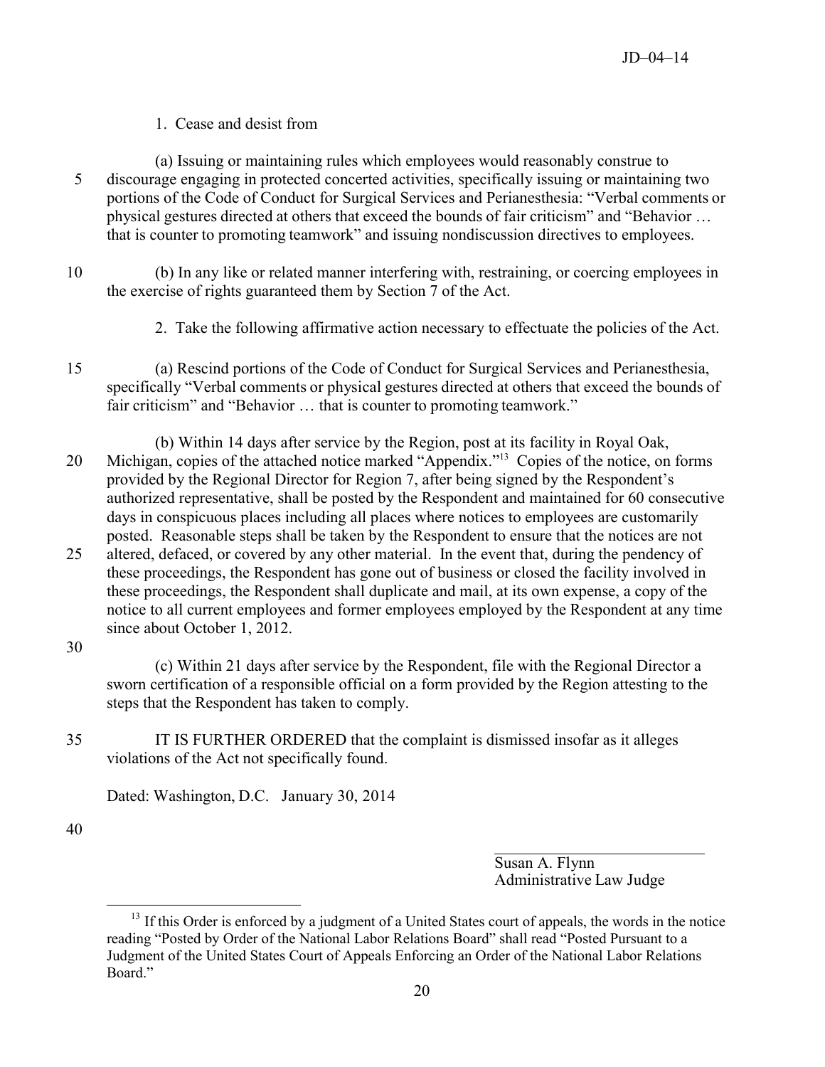1. Cease and desist from

(a) Issuing or maintaining rules which employees would reasonably construe to discourage engaging in protected concerted activities, specifically issuing or maintaining two portions of the Code of Conduct for Surgical Services and Perianesthesia: "Verbal comments or physical gestures directed at others that exceed the bounds of fair criticism" and "Behavior … that is counter to promoting teamwork" and issuing nondiscussion directives to employees.

(b) In any like or related manner interfering with, restraining, or coercing employees in the exercise of rights guaranteed them by Section 7 of the Act.

2. Take the following affirmative action necessary to effectuate the policies of the Act.

(a) Rescind portions of the Code of Conduct for Surgical Services and Perianesthesia, specifically "Verbal comments or physical gestures directed at others that exceed the bounds of fair criticism" and "Behavior … that is counter to promoting teamwork."

(b) Within 14 days after service by the Region, post at its facility in Royal Oak, Michigan, copies of the attached notice marked "Appendix."[13] Copies of the notice, on forms provided by the Regional Director for Region 7, after being signed by the Respondent's authorized representative, shall be posted by the Respondent and maintained for 60 consecutive days in conspicuous places including all places where notices to employees are customarily posted. Reasonable steps shall be taken by the Respondent to ensure that the notices are not altered, defaced, or covered by any other material. In the event that, during the pendency of these proceedings, the Respondent has gone out of business or closed the facility involved in these proceedings, the Respondent shall duplicate and mail, at its own expense, a copy of the notice to all current employees and former employees employed by the Respondent at any time since about October 1, 2012.

(c) Within 21 days after service by the Respondent, file with the Regional Director a sworn certification of a responsible official on a form provided by the Region attesting to the steps that the Respondent has taken to comply.

IT IS FURTHER ORDERED that the complaint is dismissed insofar as it alleges violations of the Act not specifically found.

Dated: Washington, D.C. January 30, 2014

Susan A. Flynn
Administrative Law Judge

[13] If this Order is enforced by a judgment of a United States court of appeals, the words in the notice reading "Posted by Order of the National Labor Relations Board" shall read "Posted Pursuant to a Judgment of the United States Court of Appeals Enforcing an Order of the National Labor Relations Board."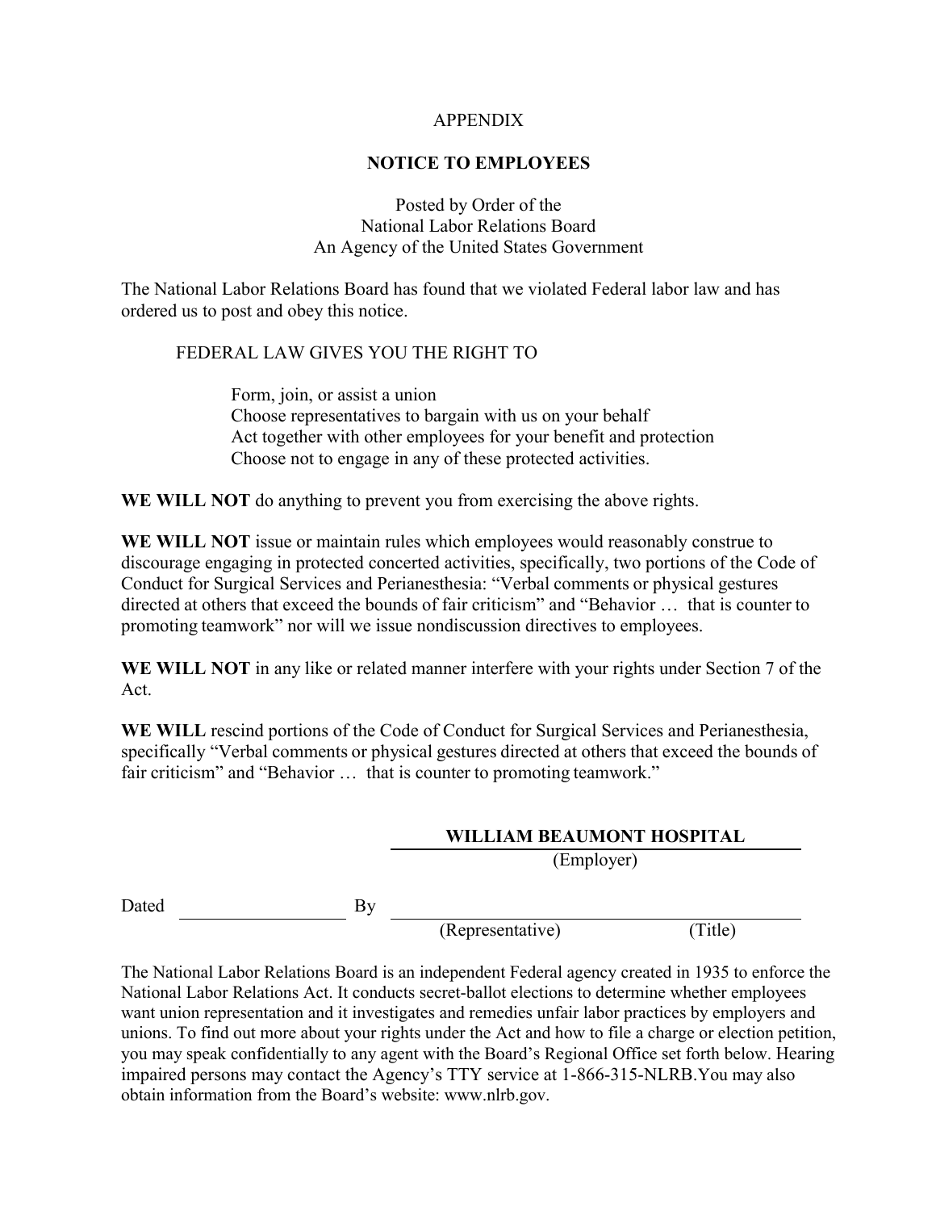APPENDIX

**NOTICE TO EMPLOYEES**

Posted by Order of the
National Labor Relations Board
An Agency of the United States Government

The National Labor Relations Board has found that we violated Federal labor law and has ordered us to post and obey this notice.

FEDERAL LAW GIVES YOU THE RIGHT TO

Form, join, or assist a union
Choose representatives to bargain with us on your behalf
Act together with other employees for your benefit and protection
Choose not to engage in any of these protected activities.

**WE WILL NOT** do anything to prevent you from exercising the above rights.

**WE WILL NOT** issue or maintain rules which employees would reasonably construe to discourage engaging in protected concerted activities, specifically, two portions of the Code of Conduct for Surgical Services and Perianesthesia: "Verbal comments or physical gestures directed at others that exceed the bounds of fair criticism" and "Behavior … that is counter to promoting teamwork" nor will we issue nondiscussion directives to employees.

**WE WILL NOT** in any like or related manner interfere with your rights under Section 7 of the Act.

**WE WILL** rescind portions of the Code of Conduct for Surgical Services and Perianesthesia, specifically "Verbal comments or physical gestures directed at others that exceed the bounds of fair criticism" and "Behavior … that is counter to promoting teamwork."

**WILLIAM BEAUMONT HOSPITAL**
(Employer)

Dated ____________ By ______________________________
(Representative) (Title)

The National Labor Relations Board is an independent Federal agency created in 1935 to enforce the National Labor Relations Act. It conducts secret-ballot elections to determine whether employees want union representation and it investigates and remedies unfair labor practices by employers and unions. To find out more about your rights under the Act and how to file a charge or election petition, you may speak confidentially to any agent with the Board's Regional Office set forth below. Hearing impaired persons may contact the Agency's TTY service at 1-866-315-NLRB.You may also obtain information from the Board's website: www.nlrb.gov.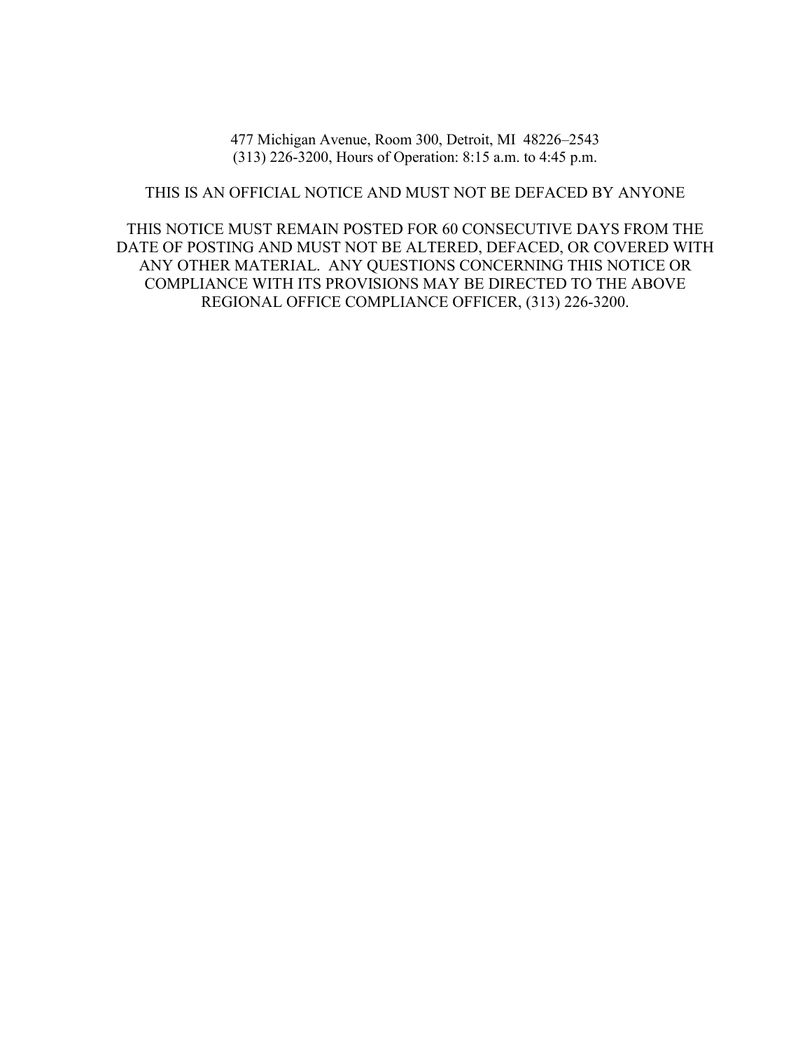477 Michigan Avenue, Room 300, Detroit, MI 48226–2543
(313) 226-3200, Hours of Operation: 8:15 a.m. to 4:45 p.m.

THIS IS AN OFFICIAL NOTICE AND MUST NOT BE DEFACED BY ANYONE

THIS NOTICE MUST REMAIN POSTED FOR 60 CONSECUTIVE DAYS FROM THE DATE OF POSTING AND MUST NOT BE ALTERED, DEFACED, OR COVERED WITH ANY OTHER MATERIAL. ANY QUESTIONS CONCERNING THIS NOTICE OR COMPLIANCE WITH ITS PROVISIONS MAY BE DIRECTED TO THE ABOVE REGIONAL OFFICE COMPLIANCE OFFICER, (313) 226-3200.